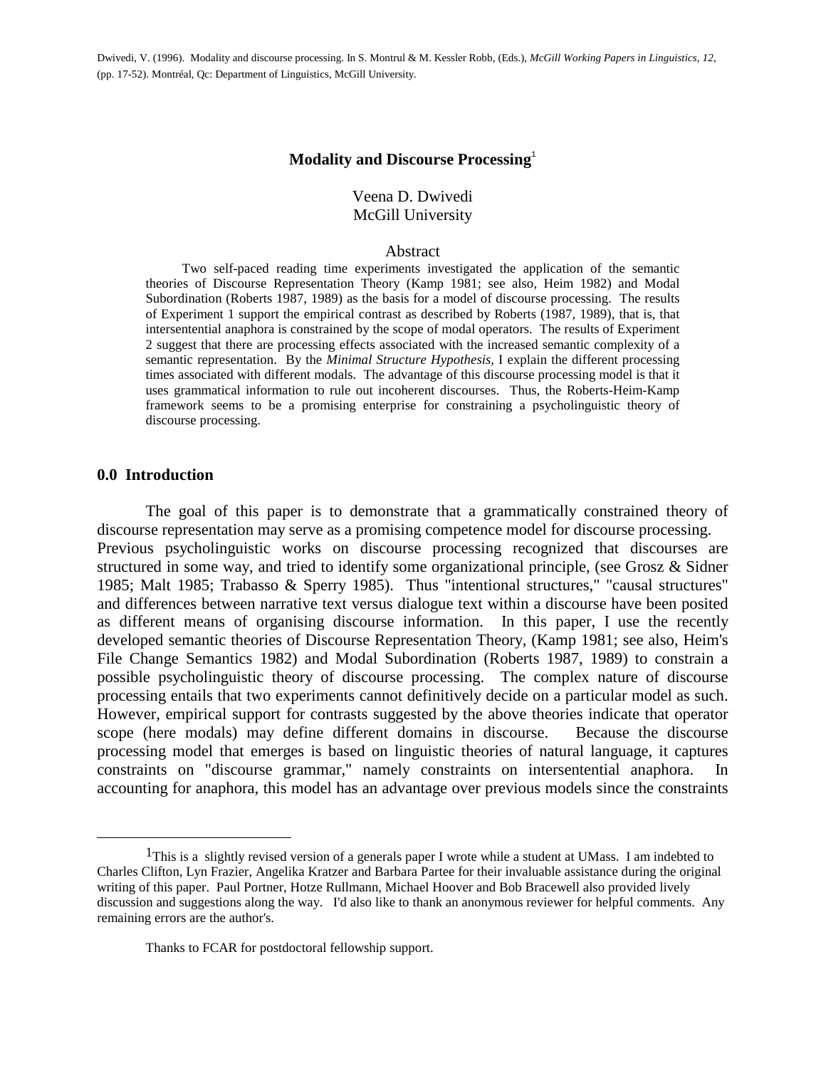Dwivedi, V. (1996). Modality and discourse processing. In S. Montrul & M. Kessler Robb, (Eds.), *McGill Working Papers in Linguistics, 12*, (pp. 17-52). Montréal, Qc: Department of Linguistics, McGill University.

# Modality and Discourse Processing[1]

Veena D. Dwivedi
McGill University

## Abstract

Two self-paced reading time experiments investigated the application of the semantic theories of Discourse Representation Theory (Kamp 1981; see also, Heim 1982) and Modal Subordination (Roberts 1987, 1989) as the basis for a model of discourse processing. The results of Experiment 1 support the empirical contrast as described by Roberts (1987, 1989), that is, that intersentential anaphora is constrained by the scope of modal operators. The results of Experiment 2 suggest that there are processing effects associated with the increased semantic complexity of a semantic representation. By the *Minimal Structure Hypothesis,* I explain the different processing times associated with different modals. The advantage of this discourse processing model is that it uses grammatical information to rule out incoherent discourses. Thus, the Roberts-Heim-Kamp framework seems to be a promising enterprise for constraining a psycholinguistic theory of discourse processing.

## 0.0 Introduction

The goal of this paper is to demonstrate that a grammatically constrained theory of discourse representation may serve as a promising competence model for discourse processing. Previous psycholinguistic works on discourse processing recognized that discourses are structured in some way, and tried to identify some organizational principle, (see Grosz & Sidner 1985; Malt 1985; Trabasso & Sperry 1985). Thus "intentional structures," "causal structures" and differences between narrative text versus dialogue text within a discourse have been posited as different means of organising discourse information. In this paper, I use the recently developed semantic theories of Discourse Representation Theory, (Kamp 1981; see also, Heim's File Change Semantics 1982) and Modal Subordination (Roberts 1987, 1989) to constrain a possible psycholinguistic theory of discourse processing. The complex nature of discourse processing entails that two experiments cannot definitively decide on a particular model as such. However, empirical support for contrasts suggested by the above theories indicate that operator scope (here modals) may define different domains in discourse. Because the discourse processing model that emerges is based on linguistic theories of natural language, it captures constraints on "discourse grammar," namely constraints on intersentential anaphora. In accounting for anaphora, this model has an advantage over previous models since the constraints

---

[1]This is a slightly revised version of a generals paper I wrote while a student at UMass. I am indebted to Charles Clifton, Lyn Frazier, Angelika Kratzer and Barbara Partee for their invaluable assistance during the original writing of this paper. Paul Portner, Hotze Rullmann, Michael Hoover and Bob Bracewell also provided lively discussion and suggestions along the way. I'd also like to thank an anonymous reviewer for helpful comments. Any remaining errors are the author's.

Thanks to FCAR for postdoctoral fellowship support.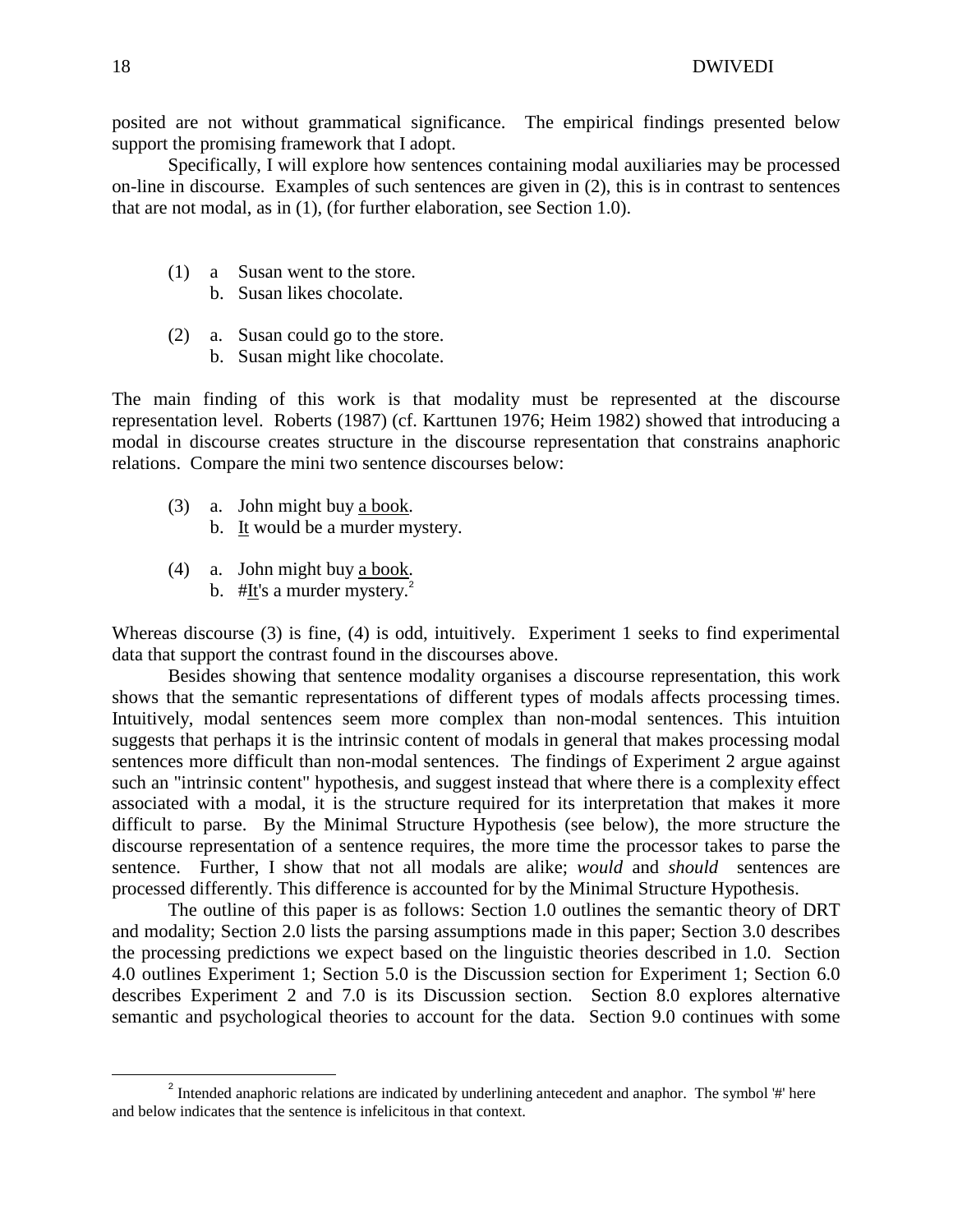posited are not without grammatical significance. The empirical findings presented below support the promising framework that I adopt.

Specifically, I will explore how sentences containing modal auxiliaries may be processed on-line in discourse. Examples of such sentences are given in (2), this is in contrast to sentences that are not modal, as in (1), (for further elaboration, see Section 1.0).

(1) a Susan went to the store.
    b. Susan likes chocolate.

(2) a. Susan could go to the store.
    b. Susan might like chocolate.

The main finding of this work is that modality must be represented at the discourse representation level. Roberts (1987) (cf. Karttunen 1976; Heim 1982) showed that introducing a modal in discourse creates structure in the discourse representation that constrains anaphoric relations. Compare the mini two sentence discourses below:

(3) a. John might buy <u>a book</u>.
    b. <u>It</u> would be a murder mystery.

(4) a. John might buy <u>a book</u>.
    b. #<u>It</u>'s a murder mystery.[2]

Whereas discourse (3) is fine, (4) is odd, intuitively. Experiment 1 seeks to find experimental data that support the contrast found in the discourses above.

Besides showing that sentence modality organises a discourse representation, this work shows that the semantic representations of different types of modals affects processing times. Intuitively, modal sentences seem more complex than non-modal sentences. This intuition suggests that perhaps it is the intrinsic content of modals in general that makes processing modal sentences more difficult than non-modal sentences. The findings of Experiment 2 argue against such an "intrinsic content" hypothesis, and suggest instead that where there is a complexity effect associated with a modal, it is the structure required for its interpretation that makes it more difficult to parse. By the Minimal Structure Hypothesis (see below), the more structure the discourse representation of a sentence requires, the more time the processor takes to parse the sentence. Further, I show that not all modals are alike; *would* and *should* sentences are processed differently. This difference is accounted for by the Minimal Structure Hypothesis.

The outline of this paper is as follows: Section 1.0 outlines the semantic theory of DRT and modality; Section 2.0 lists the parsing assumptions made in this paper; Section 3.0 describes the processing predictions we expect based on the linguistic theories described in 1.0. Section 4.0 outlines Experiment 1; Section 5.0 is the Discussion section for Experiment 1; Section 6.0 describes Experiment 2 and 7.0 is its Discussion section. Section 8.0 explores alternative semantic and psychological theories to account for the data. Section 9.0 continues with some

---

[2] Intended anaphoric relations are indicated by underlining antecedent and anaphor. The symbol '#' here and below indicates that the sentence is infelicitous in that context.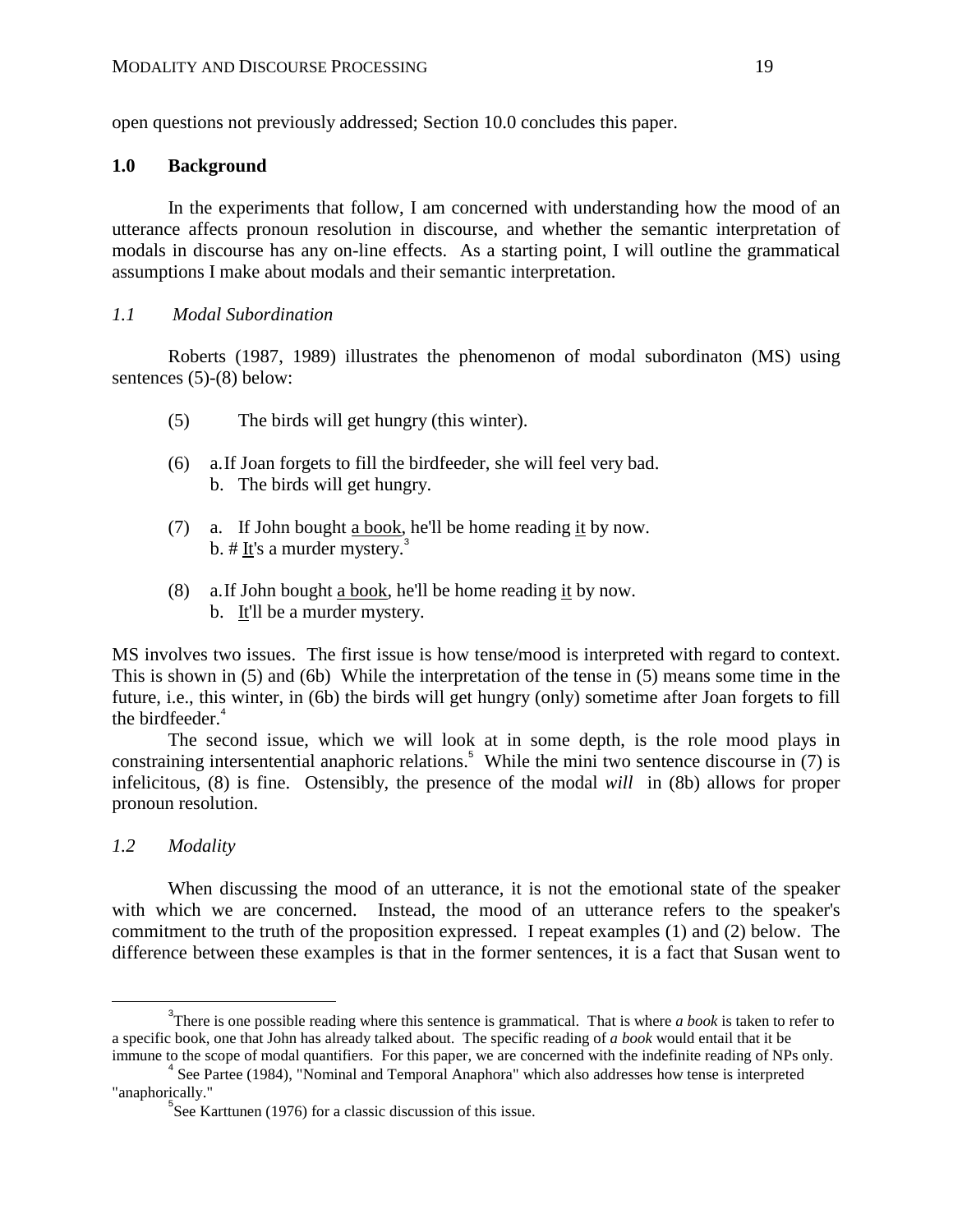open questions not previously addressed; Section 10.0 concludes this paper.

## 1.0 Background

In the experiments that follow, I am concerned with understanding how the mood of an utterance affects pronoun resolution in discourse, and whether the semantic interpretation of modals in discourse has any on-line effects. As a starting point, I will outline the grammatical assumptions I make about modals and their semantic interpretation.

### *1.1 Modal Subordination*

Roberts (1987, 1989) illustrates the phenomenon of modal subordinaton (MS) using sentences (5)-(8) below:

(5) The birds will get hungry (this winter).

(6) a. If Joan forgets to fill the birdfeeder, she will feel very bad.
 b. The birds will get hungry.

(7) a. If John bought <u>a book</u>, he'll be home reading <u>it</u> by now.
 b. # <u>It</u>'s a murder mystery.[3]

(8) a. If John bought <u>a book</u>, he'll be home reading <u>it</u> by now.
 b. <u>It</u>'ll be a murder mystery.

MS involves two issues. The first issue is how tense/mood is interpreted with regard to context. This is shown in (5) and (6b) While the interpretation of the tense in (5) means some time in the future, i.e., this winter, in (6b) the birds will get hungry (only) sometime after Joan forgets to fill the birdfeeder.[4]

The second issue, which we will look at in some depth, is the role mood plays in constraining intersentential anaphoric relations.[5] While the mini two sentence discourse in (7) is infelicitous, (8) is fine. Ostensibly, the presence of the modal *will* in (8b) allows for proper pronoun resolution.

### *1.2 Modality*

When discussing the mood of an utterance, it is not the emotional state of the speaker with which we are concerned. Instead, the mood of an utterance refers to the speaker's commitment to the truth of the proposition expressed. I repeat examples (1) and (2) below. The difference between these examples is that in the former sentences, it is a fact that Susan went to

---

[3] There is one possible reading where this sentence is grammatical. That is where *a book* is taken to refer to a specific book, one that John has already talked about. The specific reading of *a book* would entail that it be immune to the scope of modal quantifiers. For this paper, we are concerned with the indefinite reading of NPs only.

[4] See Partee (1984), "Nominal and Temporal Anaphora" which also addresses how tense is interpreted "anaphorically."

[5] See Karttunen (1976) for a classic discussion of this issue.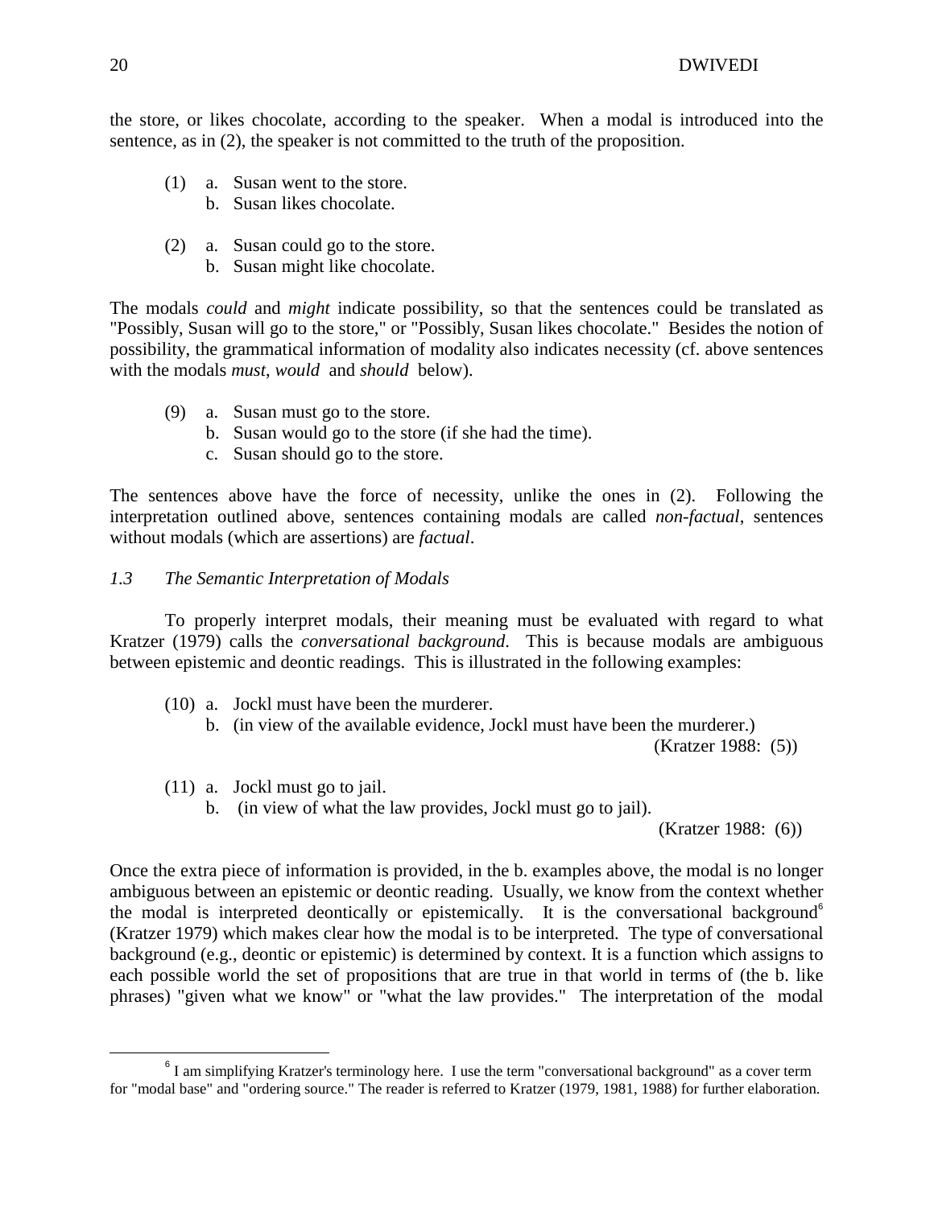the store, or likes chocolate, according to the speaker. When a modal is introduced into the sentence, as in (2), the speaker is not committed to the truth of the proposition.

(1) a. Susan went to the store.
    b. Susan likes chocolate.

(2) a. Susan could go to the store.
    b. Susan might like chocolate.

The modals *could* and *might* indicate possibility, so that the sentences could be translated as "Possibly, Susan will go to the store," or "Possibly, Susan likes chocolate." Besides the notion of possibility, the grammatical information of modality also indicates necessity (cf. above sentences with the modals *must*, *would* and *should* below).

(9) a. Susan must go to the store.
    b. Susan would go to the store (if she had the time).
    c. Susan should go to the store.

The sentences above have the force of necessity, unlike the ones in (2). Following the interpretation outlined above, sentences containing modals are called *non-factual*, sentences without modals (which are assertions) are *factual*.

### *1.3 The Semantic Interpretation of Modals*

To properly interpret modals, their meaning must be evaluated with regard to what Kratzer (1979) calls the *conversational background*. This is because modals are ambiguous between epistemic and deontic readings. This is illustrated in the following examples:

(10) a. Jockl must have been the murderer.
     b. (in view of the available evidence, Jockl must have been the murderer.)
     (Kratzer 1988: (5))

(11) a. Jockl must go to jail.
     b. (in view of what the law provides, Jockl must go to jail).
     (Kratzer 1988: (6))

Once the extra piece of information is provided, in the b. examples above, the modal is no longer ambiguous between an epistemic or deontic reading. Usually, we know from the context whether the modal is interpreted deontically or epistemically. It is the conversational background[6] (Kratzer 1979) which makes clear how the modal is to be interpreted. The type of conversational background (e.g., deontic or epistemic) is determined by context. It is a function which assigns to each possible world the set of propositions that are true in that world in terms of (the b. like phrases) "given what we know" or "what the law provides." The interpretation of the modal

---

[6] I am simplifying Kratzer's terminology here. I use the term "conversational background" as a cover term for "modal base" and "ordering source." The reader is referred to Kratzer (1979, 1981, 1988) for further elaboration.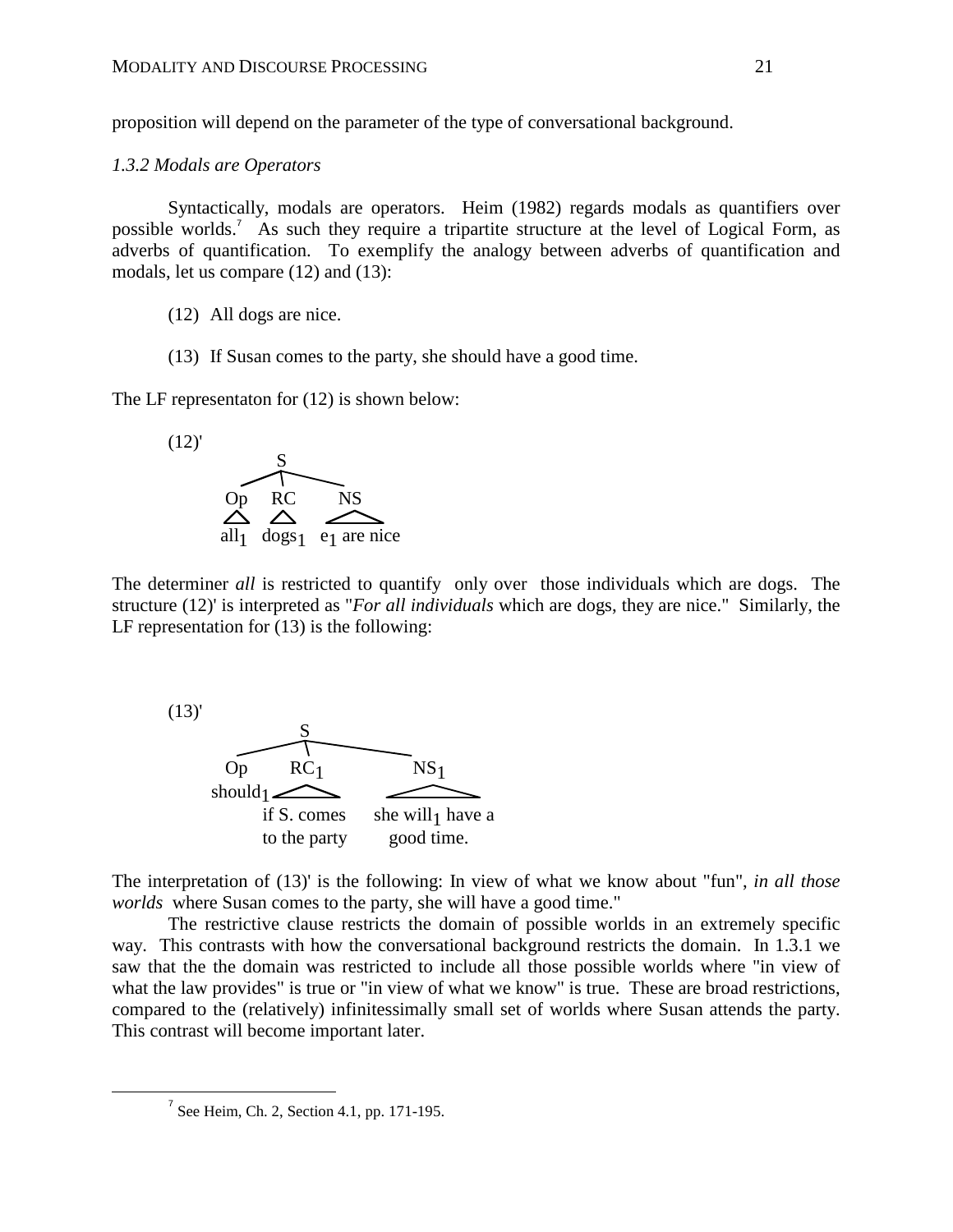proposition will depend on the parameter of the type of conversational background.

### *1.3.2 Modals are Operators*

Syntactically, modals are operators. Heim (1982) regards modals as quantifiers over possible worlds.[7] As such they require a tripartite structure at the level of Logical Form, as adverbs of quantification. To exemplify the analogy between adverbs of quantification and modals, let us compare (12) and (13):

(12) All dogs are nice.

(13) If Susan comes to the party, she should have a good time.

The LF representaton for (12) is shown below:

(12)'

```
              S
       _______|_______
      |       |       |
      Op      RC      NS
      /\      /\     /\
  all_1  dogs_1  e_1 are nice
```

The determiner *all* is restricted to quantify only over those individuals which are dogs. The structure (12)' is interpreted as "*For all individuals* which are dogs, they are nice." Similarly, the LF representation for (13) is the following:

(13)'

```
                 S
       __________|__________
      |          |          |
      Op        RC_1        NS_1
   should_1     /\           /\
          if S. comes    she will_1 have a
          to the party      good time.
```

The interpretation of (13)' is the following: In view of what we know about "fun", *in all those worlds* where Susan comes to the party, she will have a good time."

The restrictive clause restricts the domain of possible worlds in an extremely specific way. This contrasts with how the conversational background restricts the domain. In 1.3.1 we saw that the the domain was restricted to include all those possible worlds where "in view of what the law provides" is true or "in view of what we know" is true. These are broad restrictions, compared to the (relatively) infinitessimally small set of worlds where Susan attends the party. This contrast will become important later.

---

[7] See Heim, Ch. 2, Section 4.1, pp. 171-195.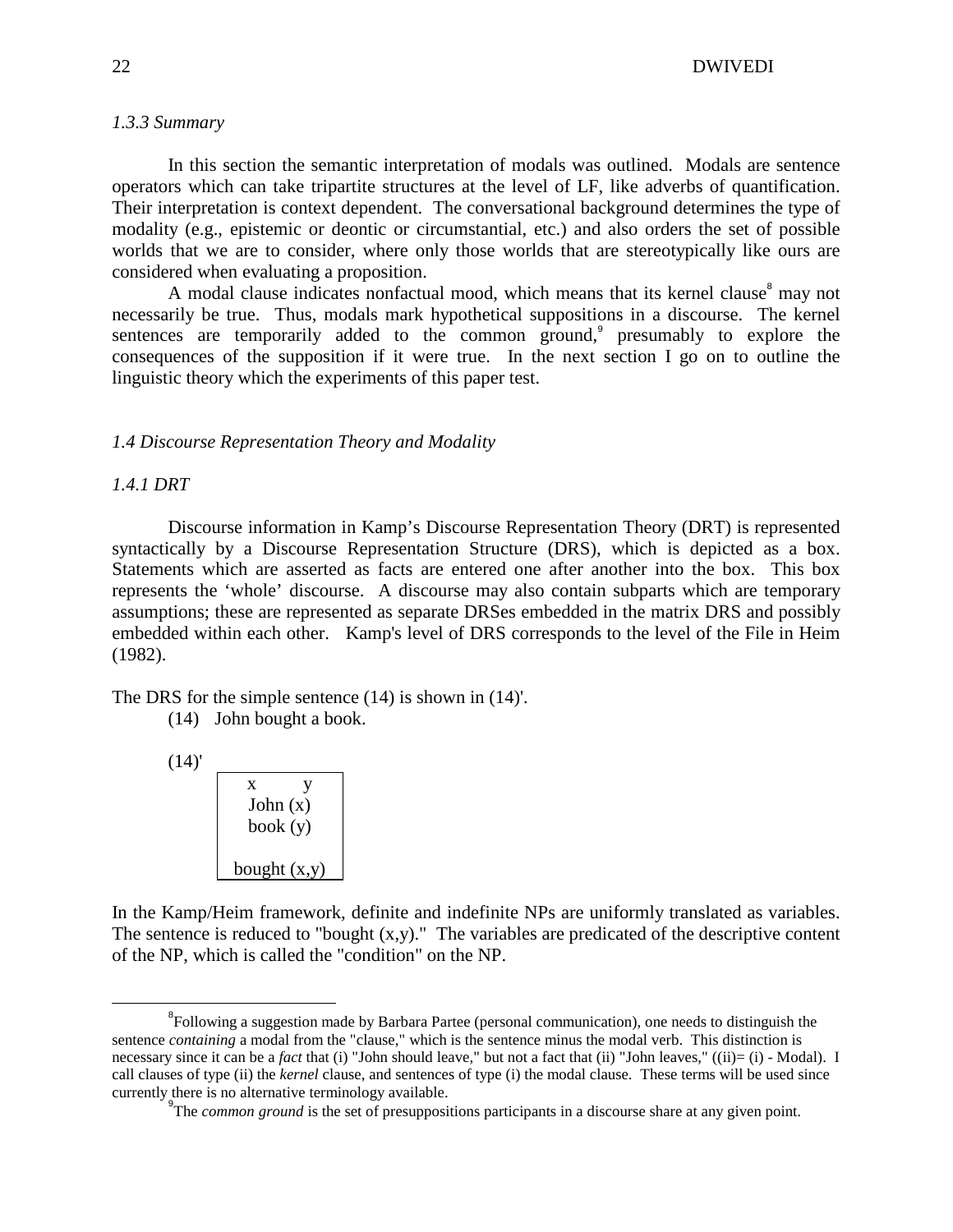### *1.3.3 Summary*

In this section the semantic interpretation of modals was outlined. Modals are sentence operators which can take tripartite structures at the level of LF, like adverbs of quantification. Their interpretation is context dependent. The conversational background determines the type of modality (e.g., epistemic or deontic or circumstantial, etc.) and also orders the set of possible worlds that we are to consider, where only those worlds that are stereotypically like ours are considered when evaluating a proposition.

A modal clause indicates nonfactual mood, which means that its kernel clause[8] may not necessarily be true. Thus, modals mark hypothetical suppositions in a discourse. The kernel sentences are temporarily added to the common ground,[9] presumably to explore the consequences of the supposition if it were true. In the next section I go on to outline the linguistic theory which the experiments of this paper test.

## *1.4 Discourse Representation Theory and Modality*

### *1.4.1 DRT*

Discourse information in Kamp's Discourse Representation Theory (DRT) is represented syntactically by a Discourse Representation Structure (DRS), which is depicted as a box. Statements which are asserted as facts are entered one after another into the box. This box represents the 'whole' discourse. A discourse may also contain subparts which are temporary assumptions; these are represented as separate DRSes embedded in the matrix DRS and possibly embedded within each other. Kamp's level of DRS corresponds to the level of the File in Heim (1982).

The DRS for the simple sentence (14) is shown in (14)'.

(14) John bought a book.

(14)'

| x y |
|---|
| John (x) |
| book (y) |
| |
| bought (x,y) |

In the Kamp/Heim framework, definite and indefinite NPs are uniformly translated as variables. The sentence is reduced to "bought (x,y)." The variables are predicated of the descriptive content of the NP, which is called the "condition" on the NP.

---

[8]Following a suggestion made by Barbara Partee (personal communication), one needs to distinguish the sentence *containing* a modal from the "clause," which is the sentence minus the modal verb. This distinction is necessary since it can be a *fact* that (i) "John should leave," but not a fact that (ii) "John leaves," ((ii)= (i) - Modal). I call clauses of type (ii) the *kernel* clause, and sentences of type (i) the modal clause. These terms will be used since currently there is no alternative terminology available.

[9]The *common ground* is the set of presuppositions participants in a discourse share at any given point.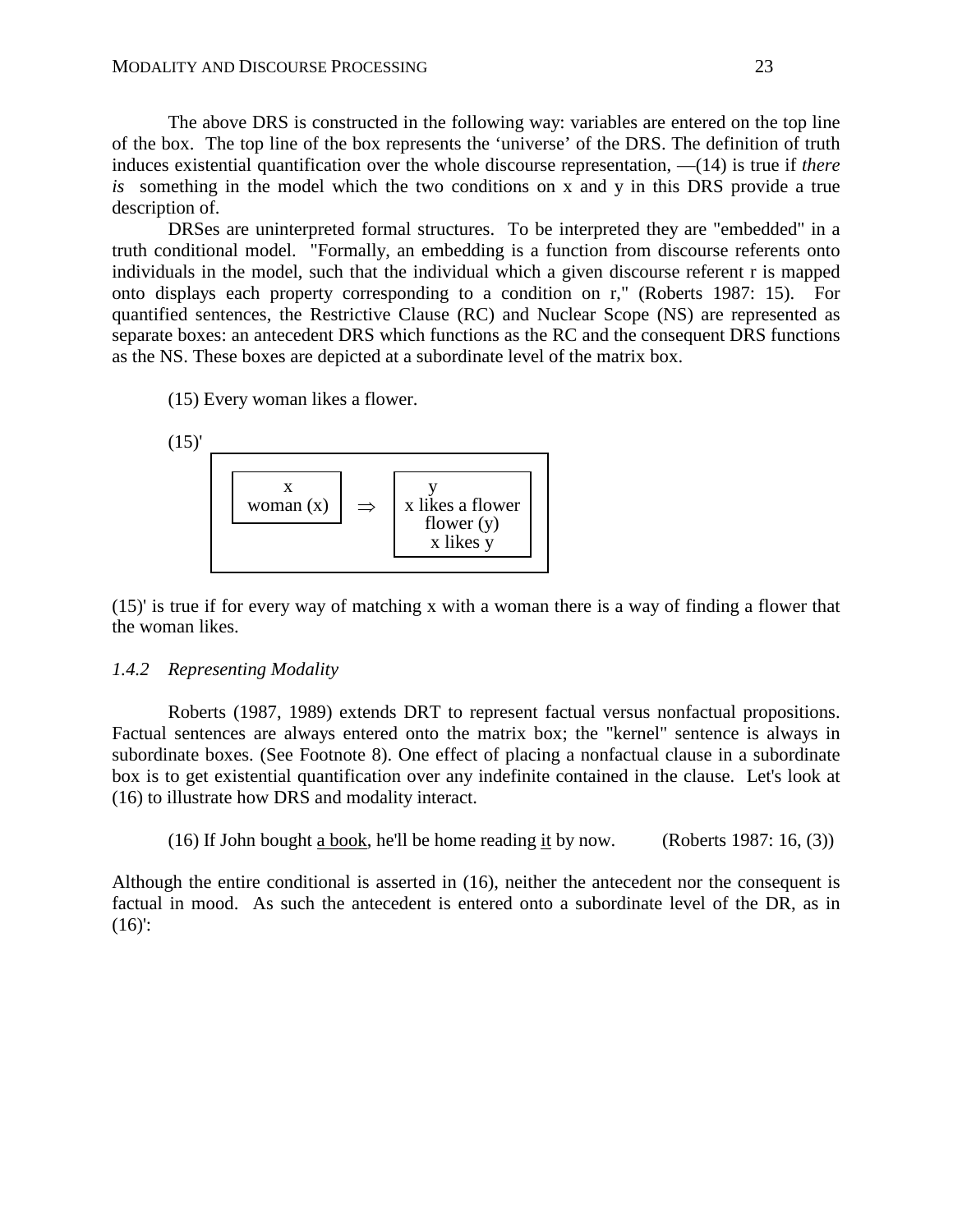The above DRS is constructed in the following way: variables are entered on the top line of the box. The top line of the box represents the 'universe' of the DRS. The definition of truth induces existential quantification over the whole discourse representation, —(14) is true if *there is* something in the model which the two conditions on x and y in this DRS provide a true description of.

DRSes are uninterpreted formal structures. To be interpreted they are "embedded" in a truth conditional model. "Formally, an embedding is a function from discourse referents onto individuals in the model, such that the individual which a given discourse referent r is mapped onto displays each property corresponding to a condition on r," (Roberts 1987: 15). For quantified sentences, the Restrictive Clause (RC) and Nuclear Scope (NS) are represented as separate boxes: an antecedent DRS which functions as the RC and the consequent DRS functions as the NS. These boxes are depicted at a subordinate level of the matrix box.

(15) Every woman likes a flower.

(15)'

```
+-------------------------------------------------+
|  +-----------+       +-----------------+        |
|  |     x     |       |        y        |        |
|  | woman (x) |  ⇒    | x likes a flower|        |
|  +-----------+       |    flower (y)   |        |
|                      |    x likes y    |        |
|                      +-----------------+        |
+-------------------------------------------------+
```

(15)' is true if for every way of matching x with a woman there is a way of finding a flower that the woman likes.

### *1.4.2 Representing Modality*

Roberts (1987, 1989) extends DRT to represent factual versus nonfactual propositions. Factual sentences are always entered onto the matrix box; the "kernel" sentence is always in subordinate boxes. (See Footnote 8). One effect of placing a nonfactual clause in a subordinate box is to get existential quantification over any indefinite contained in the clause. Let's look at (16) to illustrate how DRS and modality interact.

(16) If John bought <u>a book</u>, he'll be home reading <u>it</u> by now. (Roberts 1987: 16, (3))

Although the entire conditional is asserted in (16), neither the antecedent nor the consequent is factual in mood. As such the antecedent is entered onto a subordinate level of the DR, as in (16)':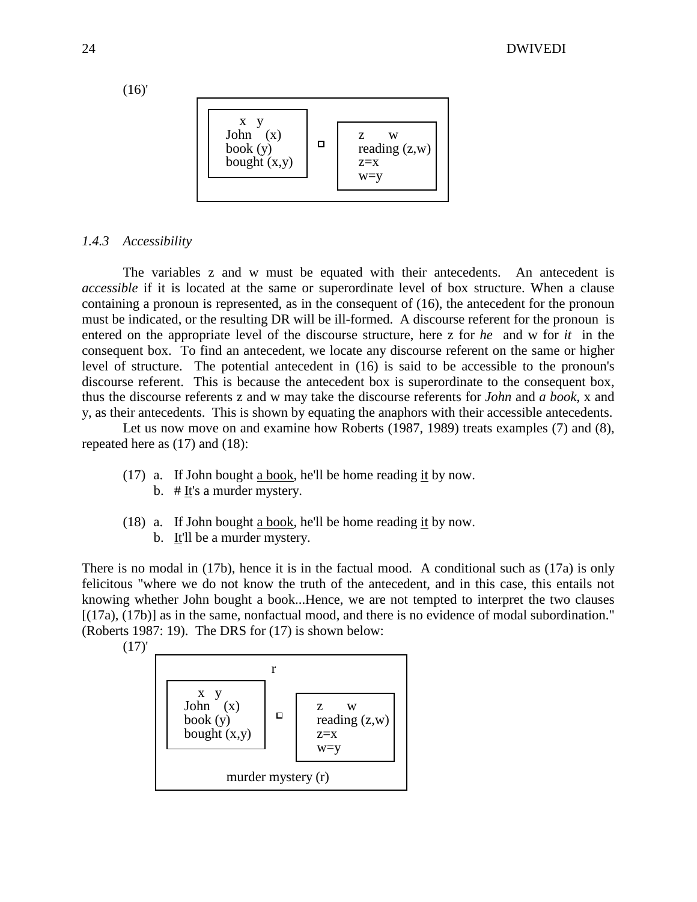(16)'

```
+--------------------------------------------------+
|  +---------------+       +-------------------+   |
|  |   x  y        |       | z      w          |   |
|  | John  (x)     |   □   | reading (z,w)     |   |
|  | book (y)      |       | z=x               |   |
|  | bought (x,y)  |       | w=y               |   |
|  +---------------+       +-------------------+   |
+--------------------------------------------------+
```

### *1.4.3 Accessibility*

The variables z and w must be equated with their antecedents. An antecedent is *accessible* if it is located at the same or superordinate level of box structure. When a clause containing a pronoun is represented, as in the consequent of (16), the antecedent for the pronoun must be indicated, or the resulting DR will be ill-formed. A discourse referent for the pronoun is entered on the appropriate level of the discourse structure, here z for *he* and w for *it* in the consequent box. To find an antecedent, we locate any discourse referent on the same or higher level of structure. The potential antecedent in (16) is said to be accessible to the pronoun's discourse referent. This is because the antecedent box is superordinate to the consequent box, thus the discourse referents z and w may take the discourse referents for *John* and *a book*, x and y, as their antecedents. This is shown by equating the anaphors with their accessible antecedents.

Let us now move on and examine how Roberts (1987, 1989) treats examples (7) and (8), repeated here as (17) and (18):

(17) a. If John bought a book, he'll be home reading it by now.
b. # It's a murder mystery.

(18) a. If John bought a book, he'll be home reading it by now.
b. It'll be a murder mystery.

There is no modal in (17b), hence it is in the factual mood. A conditional such as (17a) is only felicitous "where we do not know the truth of the antecedent, and in this case, this entails not knowing whether John bought a book...Hence, we are not tempted to interpret the two clauses [(17a), (17b)] as in the same, nonfactual mood, and there is no evidence of modal subordination." (Roberts 1987: 19). The DRS for (17) is shown below:

(17)'

```
+--------------------------------------------------+
|                      r                           |
|  +---------------+       +-------------------+   |
|  |   x  y        |       | z      w          |   |
|  | John  (x)     |   □   | reading (z,w)     |   |
|  | book (y)      |       | z=x               |   |
|  | bought (x,y)  |       | w=y               |   |
|  +---------------+       +-------------------+   |
|                                                  |
|            murder mystery (r)                    |
+--------------------------------------------------+
```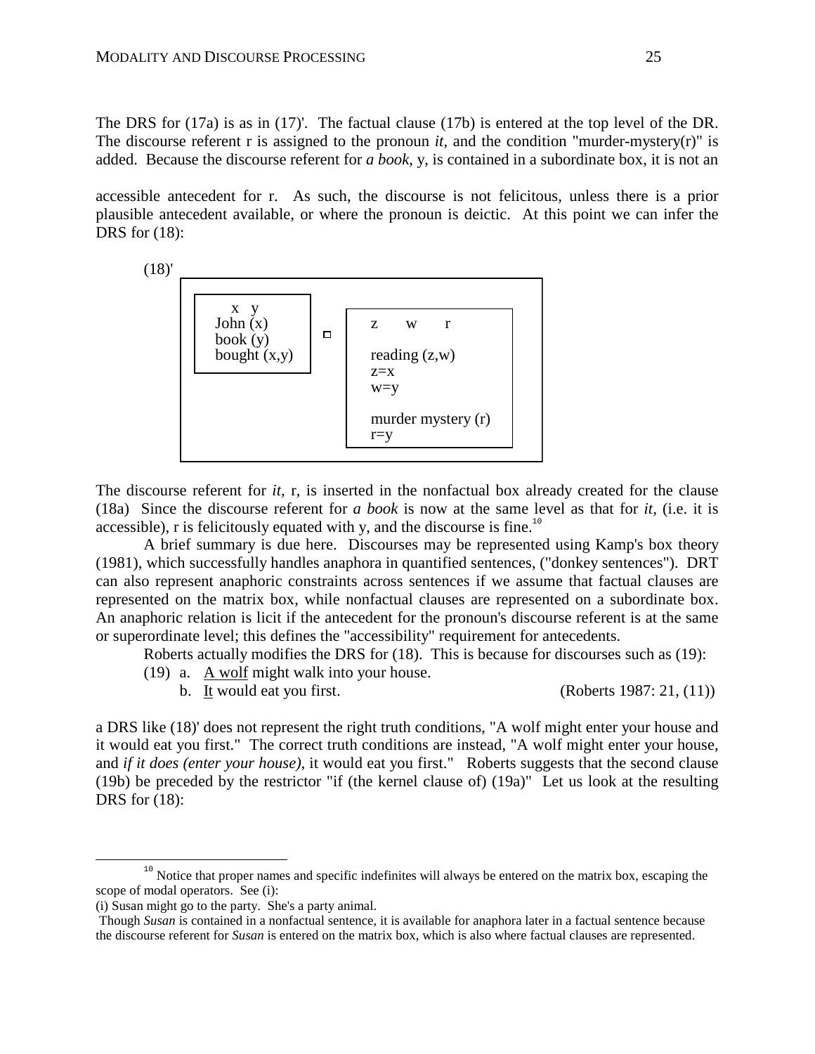The DRS for (17a) is as in (17)'. The factual clause (17b) is entered at the top level of the DR. The discourse referent r is assigned to the pronoun *it*, and the condition "murder-mystery(r)" is added. Because the discourse referent for *a book*, y, is contained in a subordinate box, it is not an

accessible antecedent for r. As such, the discourse is not felicitous, unless there is a prior plausible antecedent available, or where the pronoun is deictic. At this point we can infer the DRS for (18):

(18)'

```
+---------------------------------------------------------+
|  +--------------+       +---------------------------+   |
|  |   x  y       |       |  z     w     r            |   |
|  | John (x)     |  □    |                           |   |
|  | book (y)     |       |  reading (z,w)            |   |
|  | bought (x,y) |       |  z=x                      |   |
|  +--------------+       |  w=y                      |   |
|                         |                           |   |
|                         |  murder mystery (r)       |   |
|                         |  r=y                      |   |
|                         +---------------------------+   |
+---------------------------------------------------------+
```

The discourse referent for *it*, r, is inserted in the nonfactual box already created for the clause (18a) Since the discourse referent for *a book* is now at the same level as that for *it*, (i.e. it is accessible), r is felicitously equated with y, and the discourse is fine.[10]

A brief summary is due here. Discourses may be represented using Kamp's box theory (1981), which successfully handles anaphora in quantified sentences, ("donkey sentences"). DRT can also represent anaphoric constraints across sentences if we assume that factual clauses are represented on the matrix box, while nonfactual clauses are represented on a subordinate box. An anaphoric relation is licit if the antecedent for the pronoun's discourse referent is at the same or superordinate level; this defines the "accessibility" requirement for antecedents.

Roberts actually modifies the DRS for (18). This is because for discourses such as (19):

(19) a. <u>A wolf</u> might walk into your house.
 b. <u>It</u> would eat you first. (Roberts 1987: 21, (11))

a DRS like (18)' does not represent the right truth conditions, "A wolf might enter your house and it would eat you first." The correct truth conditions are instead, "A wolf might enter your house, and *if it does (enter your house)*, it would eat you first." Roberts suggests that the second clause (19b) be preceded by the restrictor "if (the kernel clause of) (19a)" Let us look at the resulting DRS for (18):

---

[10] Notice that proper names and specific indefinites will always be entered on the matrix box, escaping the scope of modal operators. See (i):

(i) Susan might go to the party. She's a party animal.

Though *Susan* is contained in a nonfactual sentence, it is available for anaphora later in a factual sentence because the discourse referent for *Susan* is entered on the matrix box, which is also where factual clauses are represented.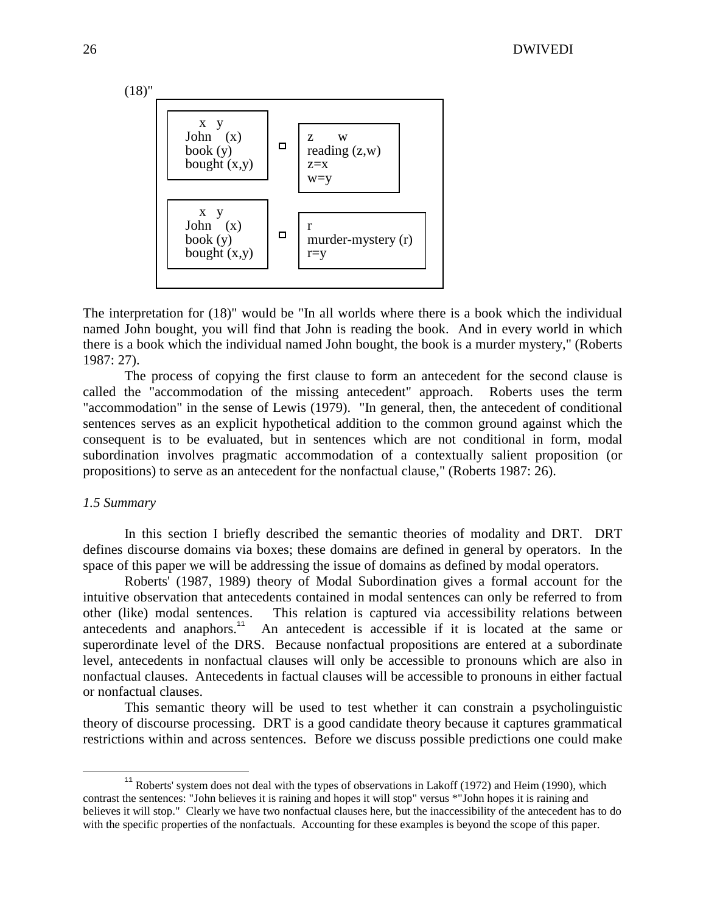(18)"

```
+------------------------------------------------------------+
| +----------------+       +------------------+              |
| |   x   y        |       | z      w         |              |
| | John  (x)      |   □   | reading (z,w)    |              |
| | book (y)       |       | z=x              |              |
| | bought (x,y)   |       | w=y              |              |
| +----------------+       +------------------+              |
|                                                            |
| +----------------+       +---------------------+           |
| |   x   y        |       | r                   |           |
| | John  (x)      |   □   | murder-mystery (r)  |           |
| | book (y)       |       | r=y                 |           |
| | bought (x,y)   |       |                     |           |
| +----------------+       +---------------------+           |
+------------------------------------------------------------+
```

The interpretation for (18)" would be "In all worlds where there is a book which the individual named John bought, you will find that John is reading the book. And in every world in which there is a book which the individual named John bought, the book is a murder mystery," (Roberts 1987: 27).

The process of copying the first clause to form an antecedent for the second clause is called the "accommodation of the missing antecedent" approach. Roberts uses the term "accommodation" in the sense of Lewis (1979). "In general, then, the antecedent of conditional sentences serves as an explicit hypothetical addition to the common ground against which the consequent is to be evaluated, but in sentences which are not conditional in form, modal subordination involves pragmatic accommodation of a contextually salient proposition (or propositions) to serve as an antecedent for the nonfactual clause," (Roberts 1987: 26).

### *1.5 Summary*

In this section I briefly described the semantic theories of modality and DRT. DRT defines discourse domains via boxes; these domains are defined in general by operators. In the space of this paper we will be addressing the issue of domains as defined by modal operators.

Roberts' (1987, 1989) theory of Modal Subordination gives a formal account for the intuitive observation that antecedents contained in modal sentences can only be referred to from other (like) modal sentences. This relation is captured via accessibility relations between antecedents and anaphors.[11] An antecedent is accessible if it is located at the same or superordinate level of the DRS. Because nonfactual propositions are entered at a subordinate level, antecedents in nonfactual clauses will only be accessible to pronouns which are also in nonfactual clauses. Antecedents in factual clauses will be accessible to pronouns in either factual or nonfactual clauses.

This semantic theory will be used to test whether it can constrain a psycholinguistic theory of discourse processing. DRT is a good candidate theory because it captures grammatical restrictions within and across sentences. Before we discuss possible predictions one could make

---

[11] Roberts' system does not deal with the types of observations in Lakoff (1972) and Heim (1990), which contrast the sentences: "John believes it is raining and hopes it will stop" versus *"John hopes it is raining and believes it will stop." Clearly we have two nonfactual clauses here, but the inaccessibility of the antecedent has to do with the specific properties of the nonfactuals. Accounting for these examples is beyond the scope of this paper.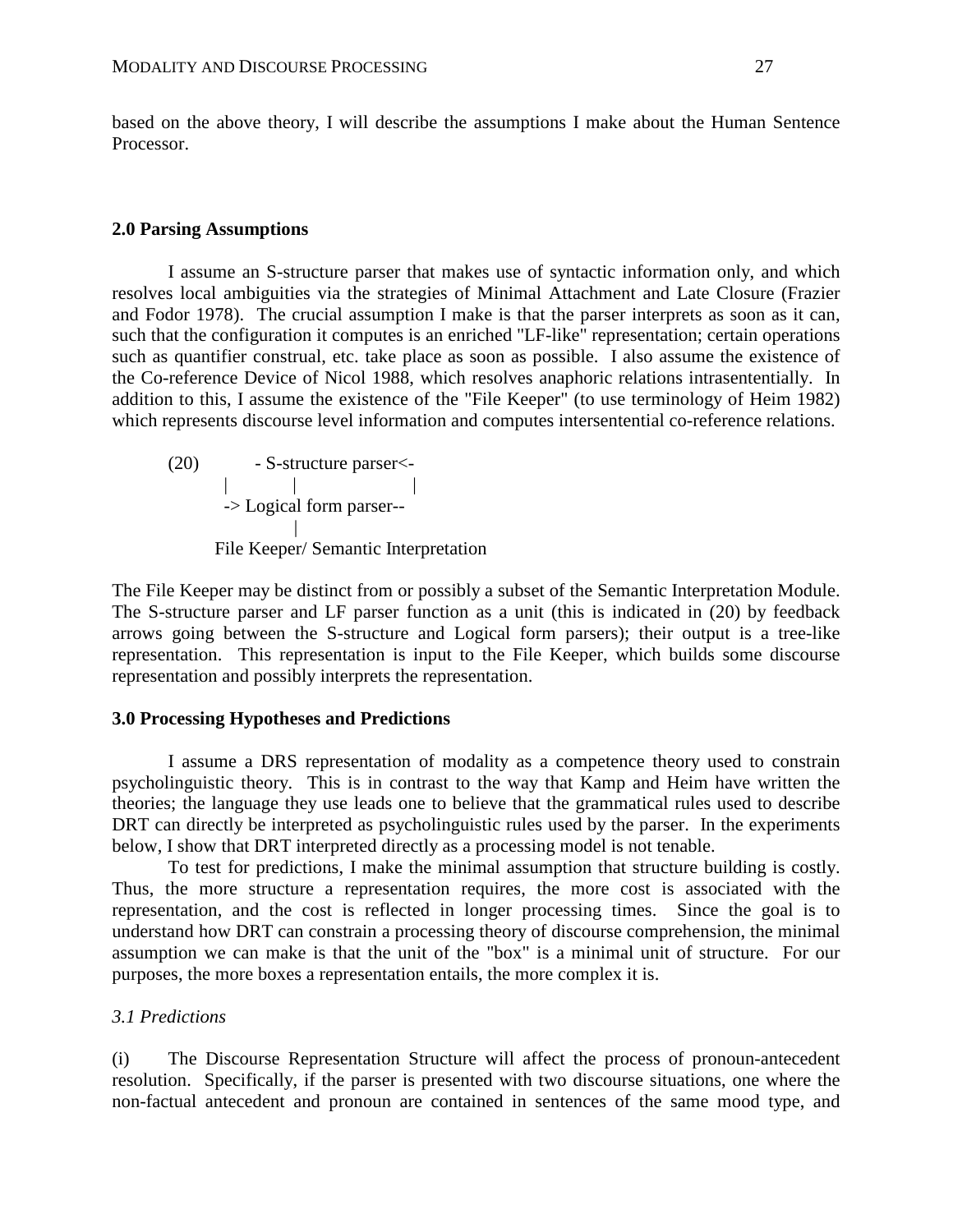based on the above theory, I will describe the assumptions I make about the Human Sentence Processor.

## 2.0 Parsing Assumptions

I assume an S-structure parser that makes use of syntactic information only, and which resolves local ambiguities via the strategies of Minimal Attachment and Late Closure (Frazier and Fodor 1978). The crucial assumption I make is that the parser interprets as soon as it can, such that the configuration it computes is an enriched "LF-like" representation; certain operations such as quantifier construal, etc. take place as soon as possible. I also assume the existence of the Co-reference Device of Nicol 1988, which resolves anaphoric relations intrasententially. In addition to this, I assume the existence of the "File Keeper" (to use terminology of Heim 1982) which represents discourse level information and computes intersentential co-reference relations.

```
(20)          - S-structure parser<-
         |           |                    |
          -> Logical form parser--
                     |
        File Keeper/ Semantic Interpretation
```

The File Keeper may be distinct from or possibly a subset of the Semantic Interpretation Module. The S-structure parser and LF parser function as a unit (this is indicated in (20) by feedback arrows going between the S-structure and Logical form parsers); their output is a tree-like representation. This representation is input to the File Keeper, which builds some discourse representation and possibly interprets the representation.

## 3.0 Processing Hypotheses and Predictions

I assume a DRS representation of modality as a competence theory used to constrain psycholinguistic theory. This is in contrast to the way that Kamp and Heim have written the theories; the language they use leads one to believe that the grammatical rules used to describe DRT can directly be interpreted as psycholinguistic rules used by the parser. In the experiments below, I show that DRT interpreted directly as a processing model is not tenable.

To test for predictions, I make the minimal assumption that structure building is costly. Thus, the more structure a representation requires, the more cost is associated with the representation, and the cost is reflected in longer processing times. Since the goal is to understand how DRT can constrain a processing theory of discourse comprehension, the minimal assumption we can make is that the unit of the "box" is a minimal unit of structure. For our purposes, the more boxes a representation entails, the more complex it is.

### *3.1 Predictions*

(i) The Discourse Representation Structure will affect the process of pronoun-antecedent resolution. Specifically, if the parser is presented with two discourse situations, one where the non-factual antecedent and pronoun are contained in sentences of the same mood type, and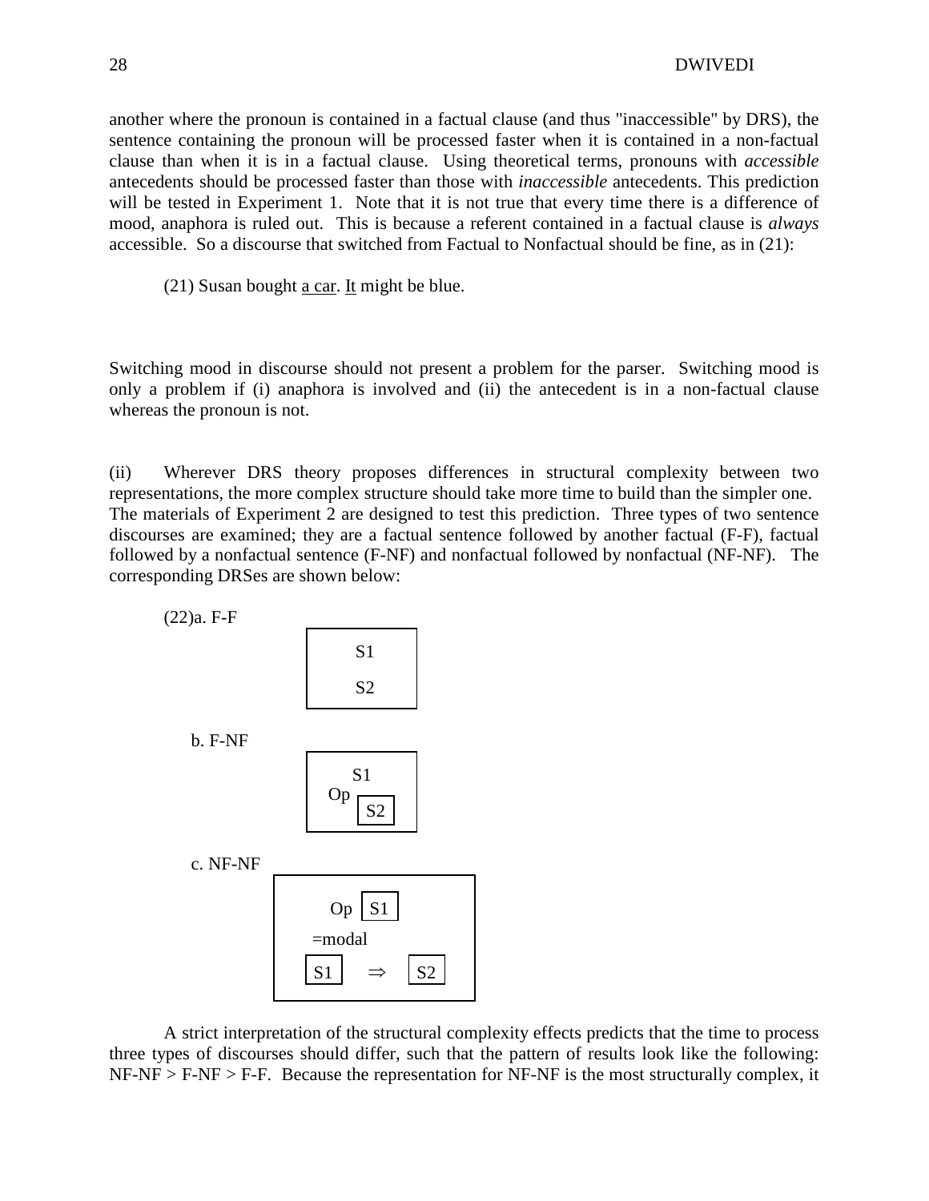another where the pronoun is contained in a factual clause (and thus "inaccessible" by DRS), the sentence containing the pronoun will be processed faster when it is contained in a non-factual clause than when it is in a factual clause. Using theoretical terms, pronouns with *accessible* antecedents should be processed faster than those with *inaccessible* antecedents. This prediction will be tested in Experiment 1. Note that it is not true that every time there is a difference of mood, anaphora is ruled out. This is because a referent contained in a factual clause is *always* accessible. So a discourse that switched from Factual to Nonfactual should be fine, as in (21):

(21) Susan bought <u>a car</u>. <u>It</u> might be blue.

Switching mood in discourse should not present a problem for the parser. Switching mood is only a problem if (i) anaphora is involved and (ii) the antecedent is in a non-factual clause whereas the pronoun is not.

(ii) Wherever DRS theory proposes differences in structural complexity between two representations, the more complex structure should take more time to build than the simpler one. The materials of Experiment 2 are designed to test this prediction. Three types of two sentence discourses are examined; they are a factual sentence followed by another factual (F-F), factual followed by a nonfactual sentence (F-NF) and nonfactual followed by nonfactual (NF-NF). The corresponding DRSes are shown below:

(22)a. F-F

```
┌─────────┐
│   S1    │
│   S2    │
└─────────┘
```

b. F-NF

```
┌──────────────┐
│     S1       │
│  Op ┌────┐   │
│     │ S2 │   │
│     └────┘   │
└──────────────┘
```

c. NF-NF

```
┌─────────────────────────┐
│   Op ┌────┐             │
│      │ S1 │             │
│      └────┘             │
│  =modal                 │
│  ┌────┐      ┌────┐     │
│  │ S1 │  ⇒   │ S2 │     │
│  └────┘      └────┘     │
└─────────────────────────┘
```

A strict interpretation of the structural complexity effects predicts that the time to process three types of discourses should differ, such that the pattern of results look like the following: NF-NF > F-NF > F-F. Because the representation for NF-NF is the most structurally complex, it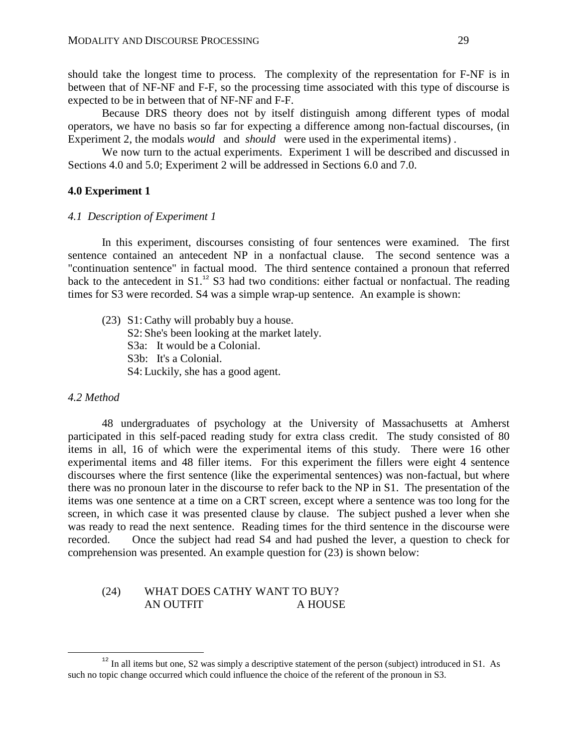should take the longest time to process. The complexity of the representation for F-NF is in between that of NF-NF and F-F, so the processing time associated with this type of discourse is expected to be in between that of NF-NF and F-F.

Because DRS theory does not by itself distinguish among different types of modal operators, we have no basis so far for expecting a difference among non-factual discourses, (in Experiment 2, the modals *would* and *should* were used in the experimental items) .

We now turn to the actual experiments. Experiment 1 will be described and discussed in Sections 4.0 and 5.0; Experiment 2 will be addressed in Sections 6.0 and 7.0.

## 4.0 Experiment 1

### *4.1 Description of Experiment 1*

In this experiment, discourses consisting of four sentences were examined. The first sentence contained an antecedent NP in a nonfactual clause. The second sentence was a "continuation sentence" in factual mood. The third sentence contained a pronoun that referred back to the antecedent in S1.[12] S3 had two conditions: either factual or nonfactual. The reading times for S3 were recorded. S4 was a simple wrap-up sentence. An example is shown:

(23) S1: Cathy will probably buy a house.
S2: She's been looking at the market lately.
S3a: It would be a Colonial.
S3b: It's a Colonial.
S4: Luckily, she has a good agent.

### *4.2 Method*

48 undergraduates of psychology at the University of Massachusetts at Amherst participated in this self-paced reading study for extra class credit. The study consisted of 80 items in all, 16 of which were the experimental items of this study. There were 16 other experimental items and 48 filler items. For this experiment the fillers were eight 4 sentence discourses where the first sentence (like the experimental sentences) was non-factual, but where there was no pronoun later in the discourse to refer back to the NP in S1. The presentation of the items was one sentence at a time on a CRT screen, except where a sentence was too long for the screen, in which case it was presented clause by clause. The subject pushed a lever when she was ready to read the next sentence. Reading times for the third sentence in the discourse were recorded. Once the subject had read S4 and had pushed the lever, a question to check for comprehension was presented. An example question for (23) is shown below:

(24) WHAT DOES CATHY WANT TO BUY?
AN OUTFIT A HOUSE

[12] In all items but one, S2 was simply a descriptive statement of the person (subject) introduced in S1. As such no topic change occurred which could influence the choice of the referent of the pronoun in S3.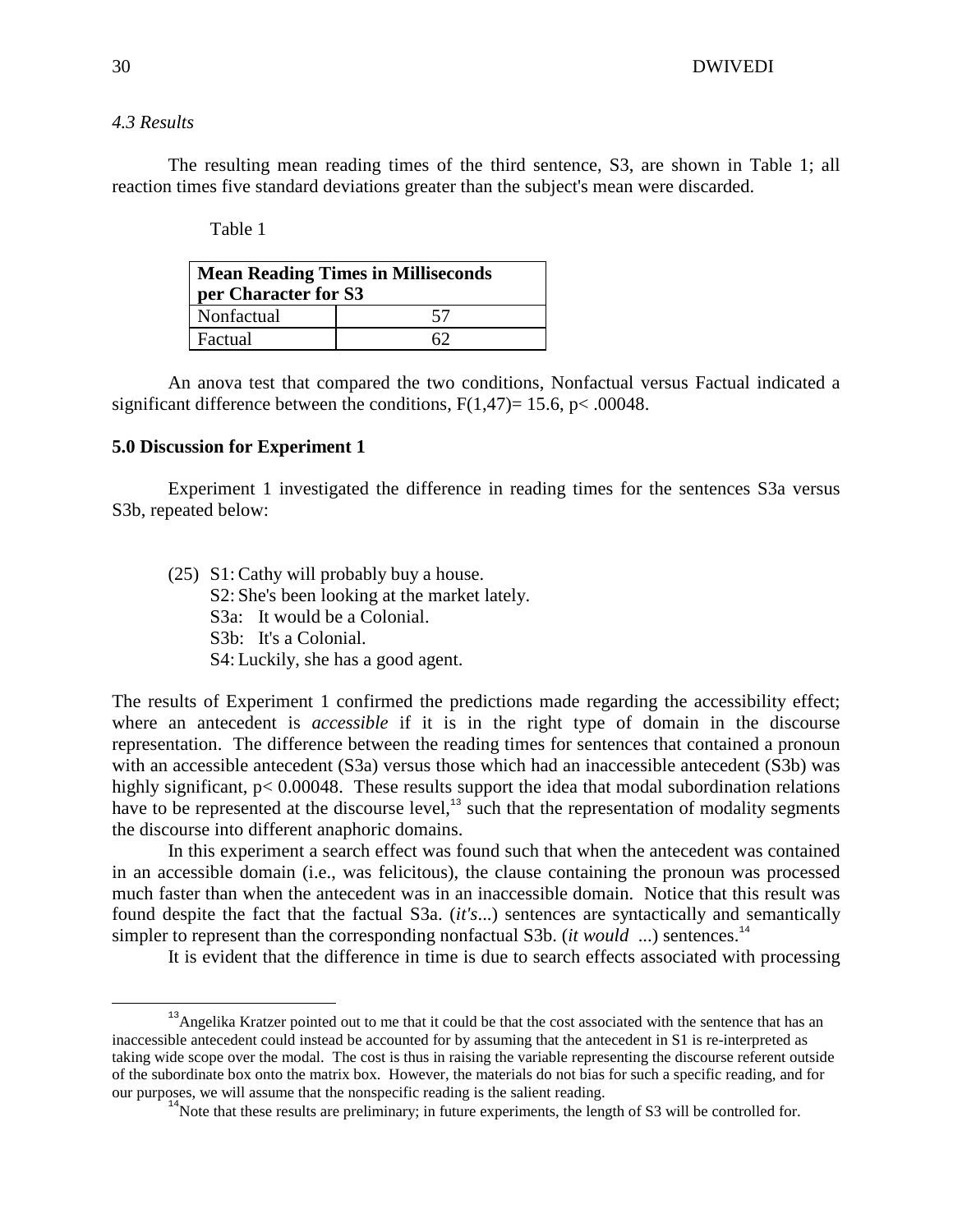*4.3 Results*

The resulting mean reading times of the third sentence, S3, are shown in Table 1; all reaction times five standard deviations greater than the subject's mean were discarded.

Table 1

| Mean Reading Times in Milliseconds per Character for S3 | |
|---|---|
| Nonfactual | 57 |
| Factual | 62 |

An anova test that compared the two conditions, Nonfactual versus Factual indicated a significant difference between the conditions, $F(1,47)= 15.6$, $p< .00048$.

**5.0 Discussion for Experiment 1**

Experiment 1 investigated the difference in reading times for the sentences S3a versus S3b, repeated below:

(25) S1: Cathy will probably buy a house.
S2: She's been looking at the market lately.
S3a: It would be a Colonial.
S3b: It's a Colonial.
S4: Luckily, she has a good agent.

The results of Experiment 1 confirmed the predictions made regarding the accessibility effect; where an antecedent is *accessible* if it is in the right type of domain in the discourse representation. The difference between the reading times for sentences that contained a pronoun with an accessible antecedent (S3a) versus those which had an inaccessible antecedent (S3b) was highly significant, $p< 0.00048$. These results support the idea that modal subordination relations have to be represented at the discourse level,[13] such that the representation of modality segments the discourse into different anaphoric domains.

In this experiment a search effect was found such that when the antecedent was contained in an accessible domain (i.e., was felicitous), the clause containing the pronoun was processed much faster than when the antecedent was in an inaccessible domain. Notice that this result was found despite the fact that the factual S3a. (*it's*...) sentences are syntactically and semantically simpler to represent than the corresponding nonfactual S3b. (*it would* ...) sentences.[14]

It is evident that the difference in time is due to search effects associated with processing

[13] Angelika Kratzer pointed out to me that it could be that the cost associated with the sentence that has an inaccessible antecedent could instead be accounted for by assuming that the antecedent in S1 is re-interpreted as taking wide scope over the modal. The cost is thus in raising the variable representing the discourse referent outside of the subordinate box onto the matrix box. However, the materials do not bias for such a specific reading, and for our purposes, we will assume that the nonspecific reading is the salient reading.

[14] Note that these results are preliminary; in future experiments, the length of S3 will be controlled for.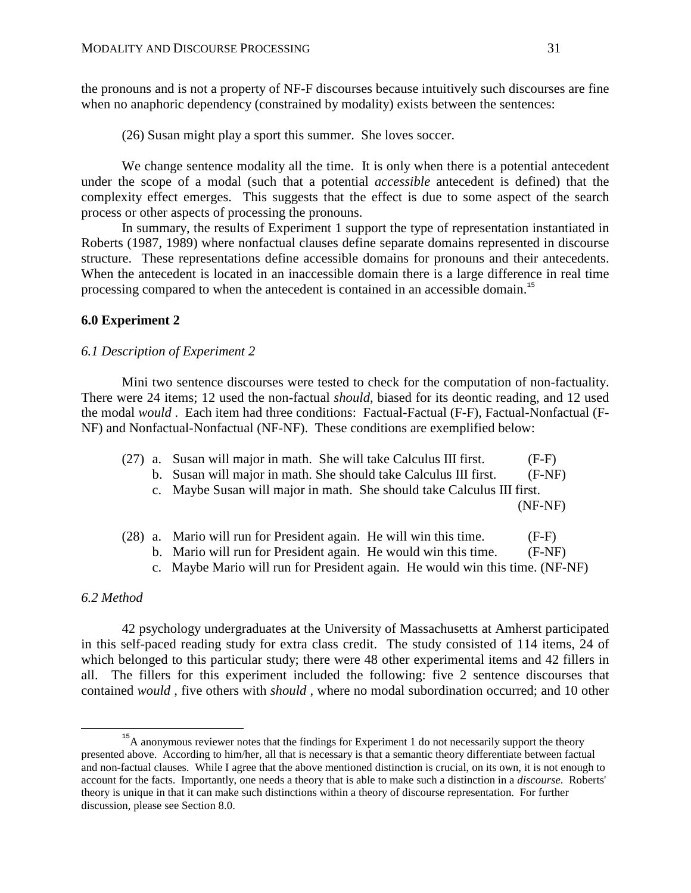the pronouns and is not a property of NF-F discourses because intuitively such discourses are fine when no anaphoric dependency (constrained by modality) exists between the sentences:

(26) Susan might play a sport this summer. She loves soccer.

We change sentence modality all the time. It is only when there is a potential antecedent under the scope of a modal (such that a potential *accessible* antecedent is defined) that the complexity effect emerges. This suggests that the effect is due to some aspect of the search process or other aspects of processing the pronouns.

In summary, the results of Experiment 1 support the type of representation instantiated in Roberts (1987, 1989) where nonfactual clauses define separate domains represented in discourse structure. These representations define accessible domains for pronouns and their antecedents. When the antecedent is located in an inaccessible domain there is a large difference in real time processing compared to when the antecedent is contained in an accessible domain.[15]

## 6.0 Experiment 2

### *6.1 Description of Experiment 2*

Mini two sentence discourses were tested to check for the computation of non-factuality. There were 24 items; 12 used the non-factual *should*, biased for its deontic reading, and 12 used the modal *would* . Each item had three conditions: Factual-Factual (F-F), Factual-Nonfactual (F-NF) and Nonfactual-Nonfactual (NF-NF). These conditions are exemplified below:

(27) a. Susan will major in math. She will take Calculus III first. (F-F)
b. Susan will major in math. She should take Calculus III first. (F-NF)
c. Maybe Susan will major in math. She should take Calculus III first. (NF-NF)

(28) a. Mario will run for President again. He will win this time. (F-F)
b. Mario will run for President again. He would win this time. (F-NF)
c. Maybe Mario will run for President again. He would win this time. (NF-NF)

### *6.2 Method*

42 psychology undergraduates at the University of Massachusetts at Amherst participated in this self-paced reading study for extra class credit. The study consisted of 114 items, 24 of which belonged to this particular study; there were 48 other experimental items and 42 fillers in all. The fillers for this experiment included the following: five 2 sentence discourses that contained *would* , five others with *should* , where no modal subordination occurred; and 10 other

---

[15] A anonymous reviewer notes that the findings for Experiment 1 do not necessarily support the theory presented above. According to him/her, all that is necessary is that a semantic theory differentiate between factual and non-factual clauses. While I agree that the above mentioned distinction is crucial, on its own, it is not enough to account for the facts. Importantly, one needs a theory that is able to make such a distinction in a *discourse*. Roberts' theory is unique in that it can make such distinctions within a theory of discourse representation. For further discussion, please see Section 8.0.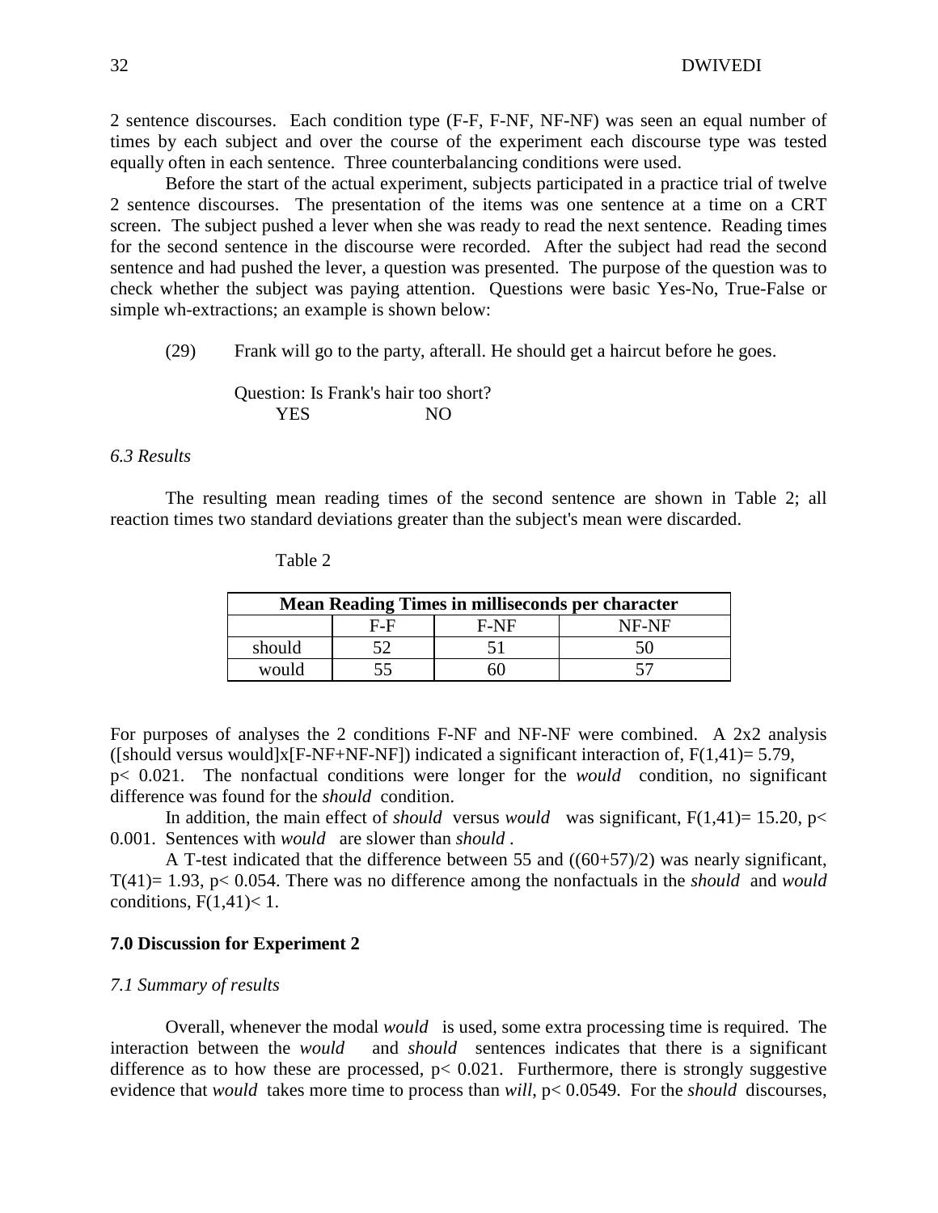2 sentence discourses. Each condition type (F-F, F-NF, NF-NF) was seen an equal number of times by each subject and over the course of the experiment each discourse type was tested equally often in each sentence. Three counterbalancing conditions were used.

Before the start of the actual experiment, subjects participated in a practice trial of twelve 2 sentence discourses. The presentation of the items was one sentence at a time on a CRT screen. The subject pushed a lever when she was ready to read the next sentence. Reading times for the second sentence in the discourse were recorded. After the subject had read the second sentence and had pushed the lever, a question was presented. The purpose of the question was to check whether the subject was paying attention. Questions were basic Yes-No, True-False or simple wh-extractions; an example is shown below:

(29) Frank will go to the party, afterall. He should get a haircut before he goes.

Question: Is Frank's hair too short?
YES NO

*6.3 Results*

The resulting mean reading times of the second sentence are shown in Table 2; all reaction times two standard deviations greater than the subject's mean were discarded.

Table 2

| Mean Reading Times in milliseconds per character | | | |
|---|---|---|---|
| | F-F | F-NF | NF-NF |
| should | 52 | 51 | 50 |
| would | 55 | 60 | 57 |

For purposes of analyses the 2 conditions F-NF and NF-NF were combined. A 2x2 analysis ([should versus would]x[F-NF+NF-NF]) indicated a significant interaction of, $F(1,41)= 5.79$, $p< 0.021$. The nonfactual conditions were longer for the *would* condition, no significant difference was found for the *should* condition.

In addition, the main effect of *should* versus *would* was significant, $F(1,41)= 15.20$, $p< 0.001$. Sentences with *would* are slower than *should* .

A T-test indicated that the difference between 55 and ((60+57)/2) was nearly significant, $T(41)= 1.93$, $p< 0.054$. There was no difference among the nonfactuals in the *should* and *would* conditions, $F(1,41)< 1$.

## 7.0 Discussion for Experiment 2

*7.1 Summary of results*

Overall, whenever the modal *would* is used, some extra processing time is required. The interaction between the *would* and *should* sentences indicates that there is a significant difference as to how these are processed, $p< 0.021$. Furthermore, there is strongly suggestive evidence that *would* takes more time to process than *will*, $p< 0.0549$. For the *should* discourses,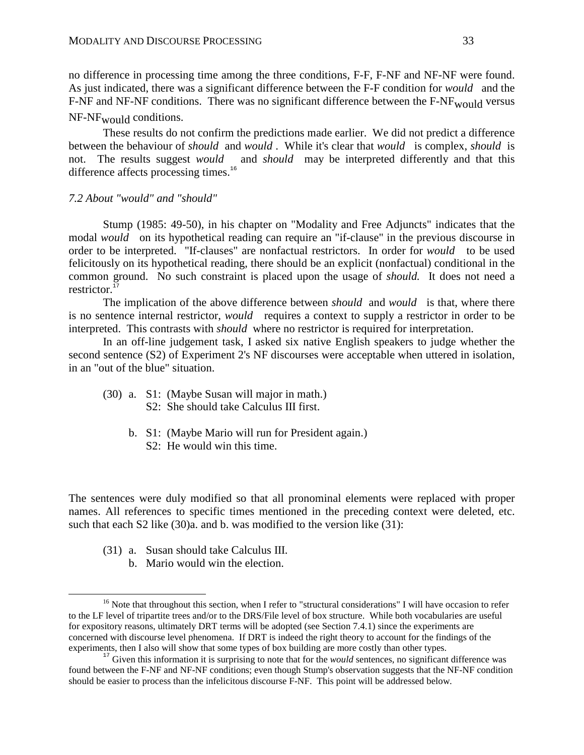no difference in processing time among the three conditions, F-F, F-NF and NF-NF were found. As just indicated, there was a significant difference between the F-F condition for *would* and the F-NF and NF-NF conditions. There was no significant difference between the F-NF$_{would}$ versus NF-NF$_{would}$ conditions.

These results do not confirm the predictions made earlier. We did not predict a difference between the behaviour of *should* and *would* . While it's clear that *would* is complex, *should* is not. The results suggest *would* and *should* may be interpreted differently and that this difference affects processing times.[16]

*7.2 About "would" and "should"*

Stump (1985: 49-50), in his chapter on "Modality and Free Adjuncts" indicates that the modal *would* on its hypothetical reading can require an "if-clause" in the previous discourse in order to be interpreted. "If-clauses" are nonfactual restrictors. In order for *would* to be used felicitously on its hypothetical reading, there should be an explicit (nonfactual) conditional in the common ground. No such constraint is placed upon the usage of *should.* It does not need a restrictor.[17]

The implication of the above difference between *should* and *would* is that, where there is no sentence internal restrictor, *would* requires a context to supply a restrictor in order to be interpreted. This contrasts with *should* where no restrictor is required for interpretation.

In an off-line judgement task, I asked six native English speakers to judge whether the second sentence (S2) of Experiment 2's NF discourses were acceptable when uttered in isolation, in an "out of the blue" situation.

(30) a. S1: (Maybe Susan will major in math.)
S2: She should take Calculus III first.

b. S1: (Maybe Mario will run for President again.)
S2: He would win this time.

The sentences were duly modified so that all pronominal elements were replaced with proper names. All references to specific times mentioned in the preceding context were deleted, etc. such that each S2 like (30)a. and b. was modified to the version like (31):

(31) a. Susan should take Calculus III.
b. Mario would win the election.

---

[16] Note that throughout this section, when I refer to "structural considerations" I will have occasion to refer to the LF level of tripartite trees and/or to the DRS/File level of box structure. While both vocabularies are useful for expository reasons, ultimately DRT terms will be adopted (see Section 7.4.1) since the experiments are concerned with discourse level phenomena. If DRT is indeed the right theory to account for the findings of the experiments, then I also will show that some types of box building are more costly than other types.

[17] Given this information it is surprising to note that for the *would* sentences, no significant difference was found between the F-NF and NF-NF conditions; even though Stump's observation suggests that the NF-NF condition should be easier to process than the infelicitous discourse F-NF. This point will be addressed below.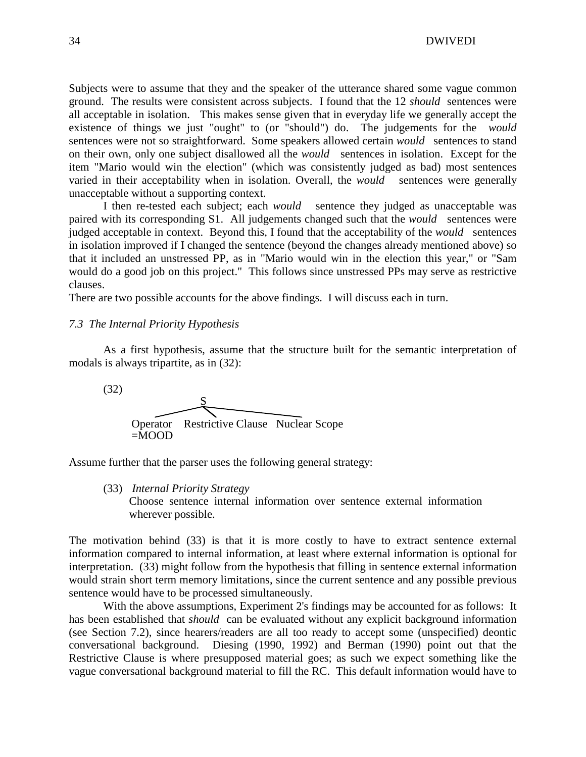Subjects were to assume that they and the speaker of the utterance shared some vague common ground. The results were consistent across subjects. I found that the 12 *should* sentences were all acceptable in isolation. This makes sense given that in everyday life we generally accept the existence of things we just "ought" to (or "should") do. The judgements for the *would* sentences were not so straightforward. Some speakers allowed certain *would* sentences to stand on their own, only one subject disallowed all the *would* sentences in isolation. Except for the item "Mario would win the election" (which was consistently judged as bad) most sentences varied in their acceptability when in isolation. Overall, the *would* sentences were generally unacceptable without a supporting context.

I then re-tested each subject; each *would* sentence they judged as unacceptable was paired with its corresponding S1. All judgements changed such that the *would* sentences were judged acceptable in context. Beyond this, I found that the acceptability of the *would* sentences in isolation improved if I changed the sentence (beyond the changes already mentioned above) so that it included an unstressed PP, as in "Mario would win in the election this year," or "Sam would do a good job on this project." This follows since unstressed PPs may serve as restrictive clauses.

There are two possible accounts for the above findings. I will discuss each in turn.

*7.3 The Internal Priority Hypothesis*

As a first hypothesis, assume that the structure built for the semantic interpretation of modals is always tripartite, as in (32):

(32)

```
                 S
      ___________|___________
     /           |           \
Operator   Restrictive Clause   Nuclear Scope
=MOOD
```

Assume further that the parser uses the following general strategy:

(33) *Internal Priority Strategy*
Choose sentence internal information over sentence external information wherever possible.

The motivation behind (33) is that it is more costly to have to extract sentence external information compared to internal information, at least where external information is optional for interpretation. (33) might follow from the hypothesis that filling in sentence external information would strain short term memory limitations, since the current sentence and any possible previous sentence would have to be processed simultaneously.

With the above assumptions, Experiment 2's findings may be accounted for as follows: It has been established that *should* can be evaluated without any explicit background information (see Section 7.2), since hearers/readers are all too ready to accept some (unspecified) deontic conversational background. Diesing (1990, 1992) and Berman (1990) point out that the Restrictive Clause is where presupposed material goes; as such we expect something like the vague conversational background material to fill the RC. This default information would have to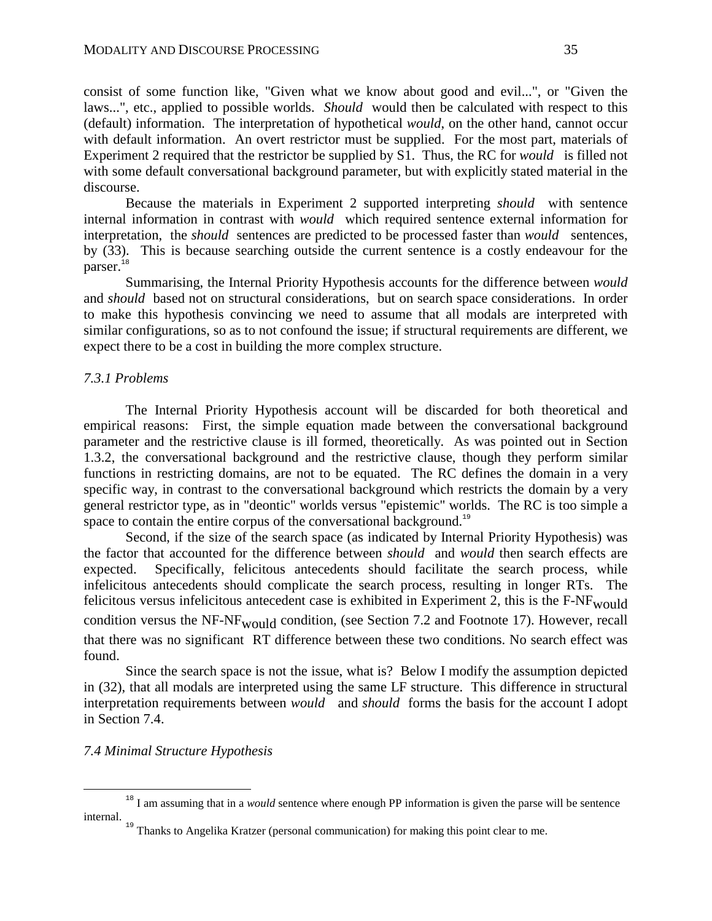consist of some function like, "Given what we know about good and evil...", or "Given the laws...", etc., applied to possible worlds. *Should* would then be calculated with respect to this (default) information. The interpretation of hypothetical *would*, on the other hand, cannot occur with default information. An overt restrictor must be supplied. For the most part, materials of Experiment 2 required that the restrictor be supplied by S1. Thus, the RC for *would* is filled not with some default conversational background parameter, but with explicitly stated material in the discourse.

Because the materials in Experiment 2 supported interpreting *should* with sentence internal information in contrast with *would* which required sentence external information for interpretation, the *should* sentences are predicted to be processed faster than *would* sentences, by (33). This is because searching outside the current sentence is a costly endeavour for the parser.[18]

Summarising, the Internal Priority Hypothesis accounts for the difference between *would* and *should* based not on structural considerations, but on search space considerations. In order to make this hypothesis convincing we need to assume that all modals are interpreted with similar configurations, so as to not confound the issue; if structural requirements are different, we expect there to be a cost in building the more complex structure.

### *7.3.1 Problems*

The Internal Priority Hypothesis account will be discarded for both theoretical and empirical reasons: First, the simple equation made between the conversational background parameter and the restrictive clause is ill formed, theoretically. As was pointed out in Section 1.3.2, the conversational background and the restrictive clause, though they perform similar functions in restricting domains, are not to be equated. The RC defines the domain in a very specific way, in contrast to the conversational background which restricts the domain by a very general restrictor type, as in "deontic" worlds versus "epistemic" worlds. The RC is too simple a space to contain the entire corpus of the conversational background.[19]

Second, if the size of the search space (as indicated by Internal Priority Hypothesis) was the factor that accounted for the difference between *should* and *would* then search effects are expected. Specifically, felicitous antecedents should facilitate the search process, while infelicitous antecedents should complicate the search process, resulting in longer RTs. The felicitous versus infelicitous antecedent case is exhibited in Experiment 2, this is the F-NF$_{would}$ condition versus the NF-NF$_{would}$ condition, (see Section 7.2 and Footnote 17). However, recall that there was no significant RT difference between these two conditions. No search effect was found.

Since the search space is not the issue, what is? Below I modify the assumption depicted in (32), that all modals are interpreted using the same LF structure. This difference in structural interpretation requirements between *would* and *should* forms the basis for the account I adopt in Section 7.4.

### *7.4 Minimal Structure Hypothesis*

---

[18] I am assuming that in a *would* sentence where enough PP information is given the parse will be sentence internal.

[19] Thanks to Angelika Kratzer (personal communication) for making this point clear to me.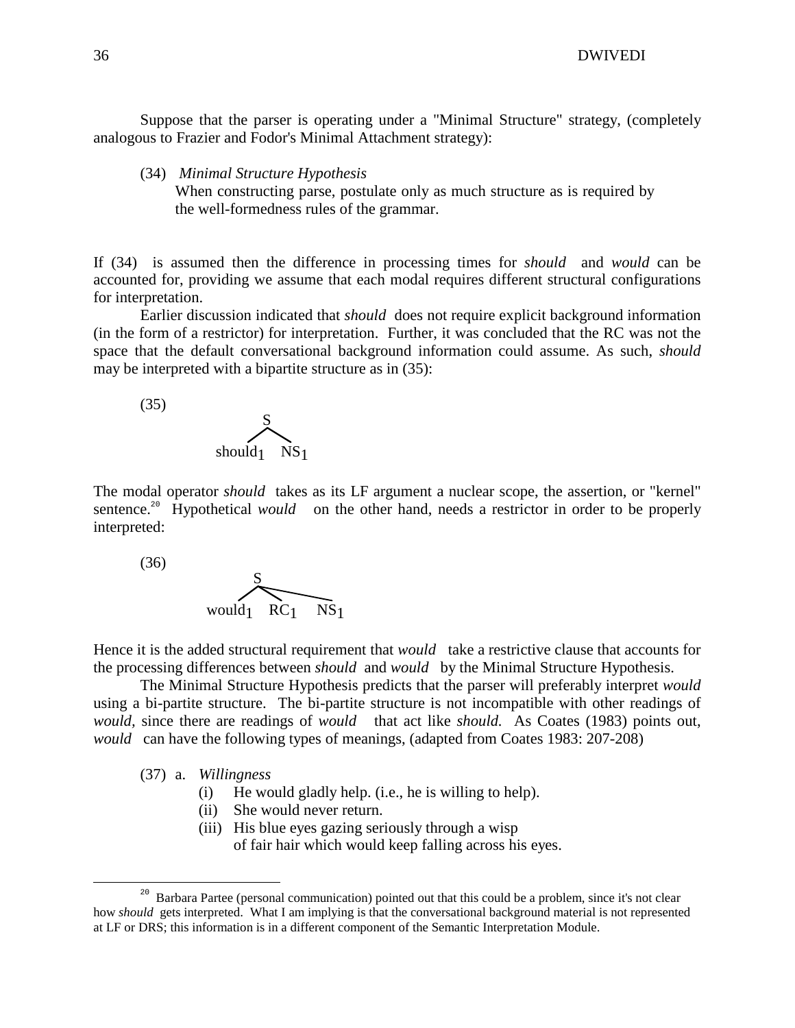Suppose that the parser is operating under a "Minimal Structure" strategy, (completely analogous to Frazier and Fodor's Minimal Attachment strategy):

(34) *Minimal Structure Hypothesis*
When constructing parse, postulate only as much structure as is required by the well-formedness rules of the grammar.

If (34) is assumed then the difference in processing times for *should* and *would* can be accounted for, providing we assume that each modal requires different structural configurations for interpretation.

Earlier discussion indicated that *should* does not require explicit background information (in the form of a restrictor) for interpretation. Further, it was concluded that the RC was not the space that the default conversational background information could assume. As such, *should* may be interpreted with a bipartite structure as in (35):

(35)

```
        S
       / \
should1   NS1
```

The modal operator *should* takes as its LF argument a nuclear scope, the assertion, or "kernel" sentence.[20] Hypothetical *would* on the other hand, needs a restrictor in order to be properly interpreted:

(36)

```
        S
      / |  \
would1 RC1  NS1
```

Hence it is the added structural requirement that *would* take a restrictive clause that accounts for the processing differences between *should* and *would* by the Minimal Structure Hypothesis.

The Minimal Structure Hypothesis predicts that the parser will preferably interpret *would* using a bi-partite structure. The bi-partite structure is not incompatible with other readings of *would,* since there are readings of *would* that act like *should.* As Coates (1983) points out, *would* can have the following types of meanings, (adapted from Coates 1983: 207-208)

(37) a. *Willingness*
   (i) He would gladly help. (i.e., he is willing to help).
   (ii) She would never return.
   (iii) His blue eyes gazing seriously through a wisp of fair hair which would keep falling across his eyes.

[20] Barbara Partee (personal communication) pointed out that this could be a problem, since it's not clear how *should* gets interpreted. What I am implying is that the conversational background material is not represented at LF or DRS; this information is in a different component of the Semantic Interpretation Module.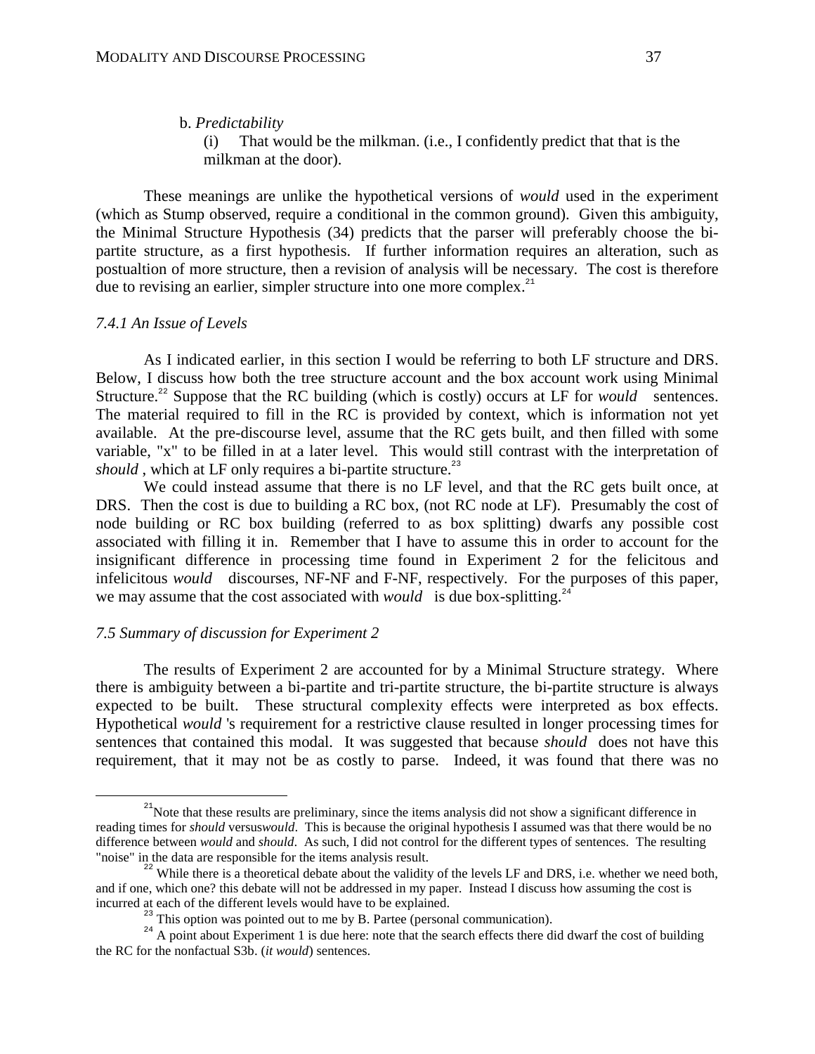b. *Predictability*

(i) That would be the milkman. (i.e., I confidently predict that that is the milkman at the door).

These meanings are unlike the hypothetical versions of *would* used in the experiment (which as Stump observed, require a conditional in the common ground). Given this ambiguity, the Minimal Structure Hypothesis (34) predicts that the parser will preferably choose the bi-partite structure, as a first hypothesis. If further information requires an alteration, such as postualtion of more structure, then a revision of analysis will be necessary. The cost is therefore due to revising an earlier, simpler structure into one more complex.[21]

*7.4.1 An Issue of Levels*

As I indicated earlier, in this section I would be referring to both LF structure and DRS. Below, I discuss how both the tree structure account and the box account work using Minimal Structure.[22] Suppose that the RC building (which is costly) occurs at LF for *would* sentences. The material required to fill in the RC is provided by context, which is information not yet available. At the pre-discourse level, assume that the RC gets built, and then filled with some variable, "x" to be filled in at a later level. This would still contrast with the interpretation of *should* , which at LF only requires a bi-partite structure.[23]

We could instead assume that there is no LF level, and that the RC gets built once, at DRS. Then the cost is due to building a RC box, (not RC node at LF). Presumably the cost of node building or RC box building (referred to as box splitting) dwarfs any possible cost associated with filling it in. Remember that I have to assume this in order to account for the insignificant difference in processing time found in Experiment 2 for the felicitous and infelicitous *would* discourses, NF-NF and F-NF, respectively. For the purposes of this paper, we may assume that the cost associated with *would* is due box-splitting.[24]

*7.5 Summary of discussion for Experiment 2*

The results of Experiment 2 are accounted for by a Minimal Structure strategy. Where there is ambiguity between a bi-partite and tri-partite structure, the bi-partite structure is always expected to be built. These structural complexity effects were interpreted as box effects. Hypothetical *would* 's requirement for a restrictive clause resulted in longer processing times for sentences that contained this modal. It was suggested that because *should* does not have this requirement, that it may not be as costly to parse. Indeed, it was found that there was no

---

[21] Note that these results are preliminary, since the items analysis did not show a significant difference in reading times for *should* versus*would*. This is because the original hypothesis I assumed was that there would be no difference between *would* and *should*. As such, I did not control for the different types of sentences. The resulting "noise" in the data are responsible for the items analysis result.

[22] While there is a theoretical debate about the validity of the levels LF and DRS, i.e. whether we need both, and if one, which one? this debate will not be addressed in my paper. Instead I discuss how assuming the cost is incurred at each of the different levels would have to be explained.

[23] This option was pointed out to me by B. Partee (personal communication).

[24] A point about Experiment 1 is due here: note that the search effects there did dwarf the cost of building the RC for the nonfactual S3b. (*it would*) sentences.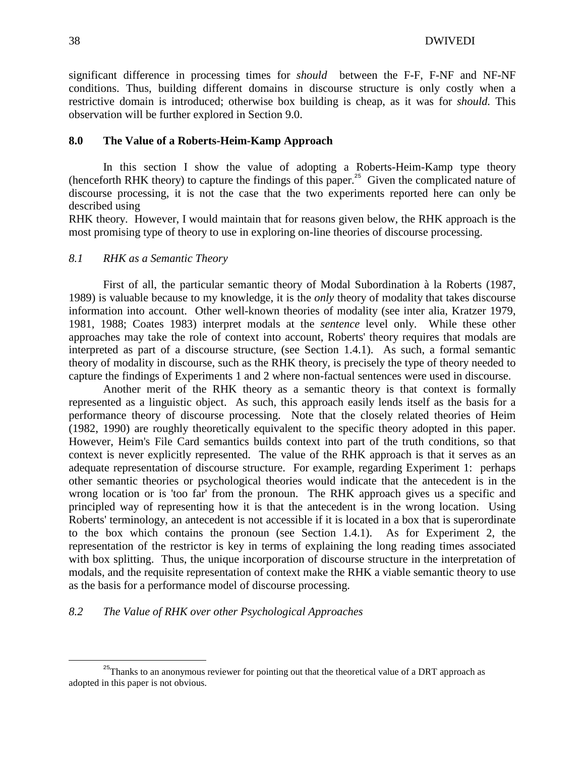significant difference in processing times for *should* between the F-F, F-NF and NF-NF conditions. Thus, building different domains in discourse structure is only costly when a restrictive domain is introduced; otherwise box building is cheap, as it was for *should.* This observation will be further explored in Section 9.0.

## 8.0 The Value of a Roberts-Heim-Kamp Approach

In this section I show the value of adopting a Roberts-Heim-Kamp type theory (henceforth RHK theory) to capture the findings of this paper.[25] Given the complicated nature of discourse processing, it is not the case that the two experiments reported here can only be described using RHK theory. However, I would maintain that for reasons given below, the RHK approach is the most promising type of theory to use in exploring on-line theories of discourse processing.

### *8.1 RHK as a Semantic Theory*

First of all, the particular semantic theory of Modal Subordination à la Roberts (1987, 1989) is valuable because to my knowledge, it is the *only* theory of modality that takes discourse information into account. Other well-known theories of modality (see inter alia, Kratzer 1979, 1981, 1988; Coates 1983) interpret modals at the *sentence* level only. While these other approaches may take the role of context into account, Roberts' theory requires that modals are interpreted as part of a discourse structure, (see Section 1.4.1). As such, a formal semantic theory of modality in discourse, such as the RHK theory, is precisely the type of theory needed to capture the findings of Experiments 1 and 2 where non-factual sentences were used in discourse.

Another merit of the RHK theory as a semantic theory is that context is formally represented as a linguistic object. As such, this approach easily lends itself as the basis for a performance theory of discourse processing. Note that the closely related theories of Heim (1982, 1990) are roughly theoretically equivalent to the specific theory adopted in this paper. However, Heim's File Card semantics builds context into part of the truth conditions, so that context is never explicitly represented. The value of the RHK approach is that it serves as an adequate representation of discourse structure. For example, regarding Experiment 1: perhaps other semantic theories or psychological theories would indicate that the antecedent is in the wrong location or is 'too far' from the pronoun. The RHK approach gives us a specific and principled way of representing how it is that the antecedent is in the wrong location. Using Roberts' terminology, an antecedent is not accessible if it is located in a box that is superordinate to the box which contains the pronoun (see Section 1.4.1). As for Experiment 2, the representation of the restrictor is key in terms of explaining the long reading times associated with box splitting. Thus, the unique incorporation of discourse structure in the interpretation of modals, and the requisite representation of context make the RHK a viable semantic theory to use as the basis for a performance model of discourse processing.

### *8.2 The Value of RHK over other Psychological Approaches*

[25] Thanks to an anonymous reviewer for pointing out that the theoretical value of a DRT approach as adopted in this paper is not obvious.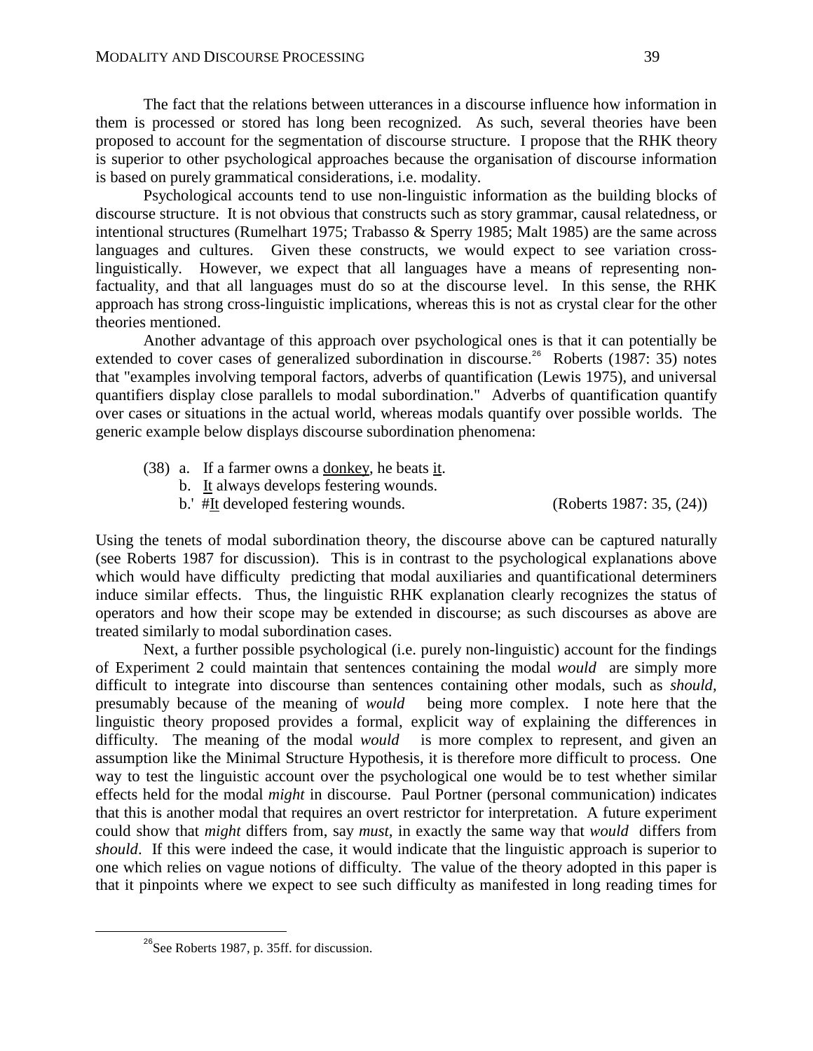The fact that the relations between utterances in a discourse influence how information in them is processed or stored has long been recognized. As such, several theories have been proposed to account for the segmentation of discourse structure. I propose that the RHK theory is superior to other psychological approaches because the organisation of discourse information is based on purely grammatical considerations, i.e. modality.

Psychological accounts tend to use non-linguistic information as the building blocks of discourse structure. It is not obvious that constructs such as story grammar, causal relatedness, or intentional structures (Rumelhart 1975; Trabasso & Sperry 1985; Malt 1985) are the same across languages and cultures. Given these constructs, we would expect to see variation cross-linguistically. However, we expect that all languages have a means of representing non-factuality, and that all languages must do so at the discourse level. In this sense, the RHK approach has strong cross-linguistic implications, whereas this is not as crystal clear for the other theories mentioned.

Another advantage of this approach over psychological ones is that it can potentially be extended to cover cases of generalized subordination in discourse.[26] Roberts (1987: 35) notes that "examples involving temporal factors, adverbs of quantification (Lewis 1975), and universal quantifiers display close parallels to modal subordination." Adverbs of quantification quantify over cases or situations in the actual world, whereas modals quantify over possible worlds. The generic example below displays discourse subordination phenomena:

(38) a. If a farmer owns a <u>donkey</u>, he beats <u>it</u>.
b. <u>It</u> always develops festering wounds.
b.' #<u>It</u> developed festering wounds. (Roberts 1987: 35, (24))

Using the tenets of modal subordination theory, the discourse above can be captured naturally (see Roberts 1987 for discussion). This is in contrast to the psychological explanations above which would have difficulty predicting that modal auxiliaries and quantificational determiners induce similar effects. Thus, the linguistic RHK explanation clearly recognizes the status of operators and how their scope may be extended in discourse; as such discourses as above are treated similarly to modal subordination cases.

Next, a further possible psychological (i.e. purely non-linguistic) account for the findings of Experiment 2 could maintain that sentences containing the modal *would* are simply more difficult to integrate into discourse than sentences containing other modals, such as *should*, presumably because of the meaning of *would* being more complex. I note here that the linguistic theory proposed provides a formal, explicit way of explaining the differences in difficulty. The meaning of the modal *would* is more complex to represent, and given an assumption like the Minimal Structure Hypothesis, it is therefore more difficult to process. One way to test the linguistic account over the psychological one would be to test whether similar effects held for the modal *might* in discourse. Paul Portner (personal communication) indicates that this is another modal that requires an overt restrictor for interpretation. A future experiment could show that *might* differs from, say *must*, in exactly the same way that *would* differs from *should*. If this were indeed the case, it would indicate that the linguistic approach is superior to one which relies on vague notions of difficulty. The value of the theory adopted in this paper is that it pinpoints where we expect to see such difficulty as manifested in long reading times for

[26] See Roberts 1987, p. 35ff. for discussion.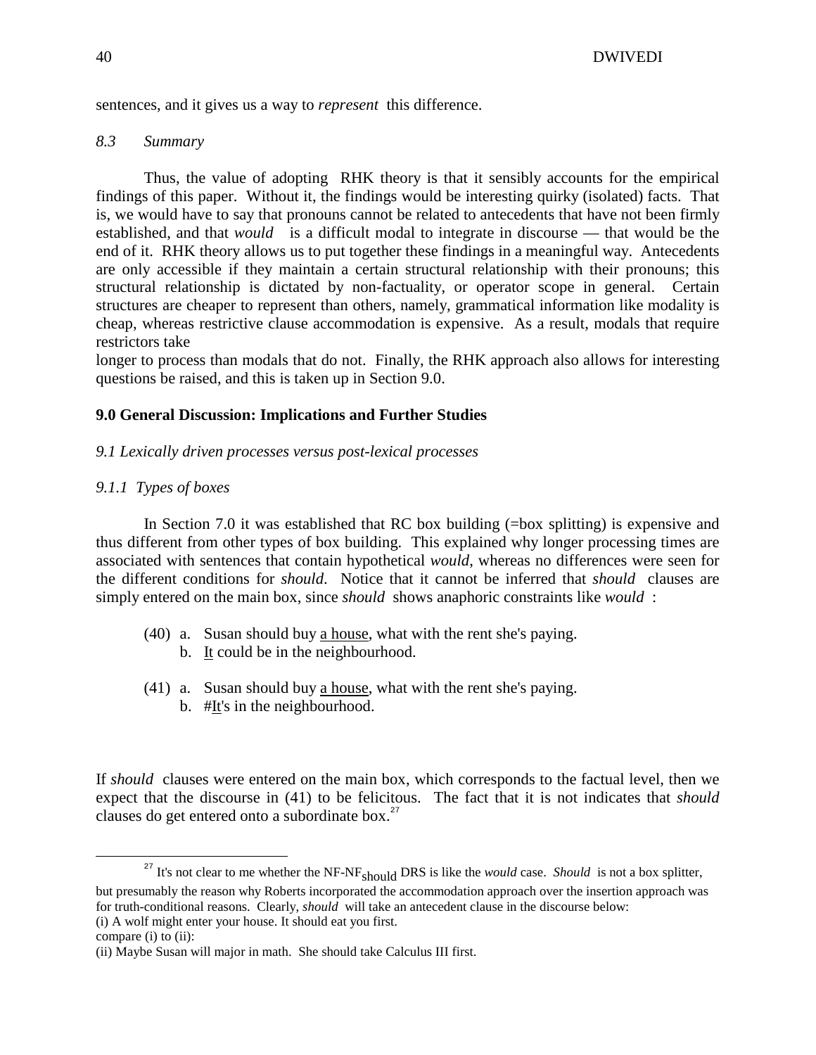sentences, and it gives us a way to *represent* this difference.

*8.3 Summary*

Thus, the value of adopting RHK theory is that it sensibly accounts for the empirical findings of this paper. Without it, the findings would be interesting quirky (isolated) facts. That is, we would have to say that pronouns cannot be related to antecedents that have not been firmly established, and that *would* is a difficult modal to integrate in discourse — that would be the end of it. RHK theory allows us to put together these findings in a meaningful way. Antecedents are only accessible if they maintain a certain structural relationship with their pronouns; this structural relationship is dictated by non-factuality, or operator scope in general. Certain structures are cheaper to represent than others, namely, grammatical information like modality is cheap, whereas restrictive clause accommodation is expensive. As a result, modals that require restrictors take longer to process than modals that do not. Finally, the RHK approach also allows for interesting questions be raised, and this is taken up in Section 9.0.

## 9.0 General Discussion: Implications and Further Studies

*9.1 Lexically driven processes versus post-lexical processes*

*9.1.1 Types of boxes*

In Section 7.0 it was established that RC box building (=box splitting) is expensive and thus different from other types of box building. This explained why longer processing times are associated with sentences that contain hypothetical *would*, whereas no differences were seen for the different conditions for *should*. Notice that it cannot be inferred that *should* clauses are simply entered on the main box, since *should* shows anaphoric constraints like *would* :

(40) a. Susan should buy <u>a house</u>, what with the rent she's paying.
b. <u>It</u> could be in the neighbourhood.

(41) a. Susan should buy <u>a house</u>, what with the rent she's paying.
b. #<u>It</u>'s in the neighbourhood.

If *should* clauses were entered on the main box, which corresponds to the factual level, then we expect that the discourse in (41) to be felicitous. The fact that it is not indicates that *should* clauses do get entered onto a subordinate box.[27]

---

[27] It's not clear to me whether the NF-$NF_{should}$ DRS is like the *would* case. *Should* is not a box splitter, but presumably the reason why Roberts incorporated the accommodation approach over the insertion approach was for truth-conditional reasons. Clearly, *should* will take an antecedent clause in the discourse below:
(i) A wolf might enter your house. It should eat you first.
compare (i) to (ii):
(ii) Maybe Susan will major in math. She should take Calculus III first.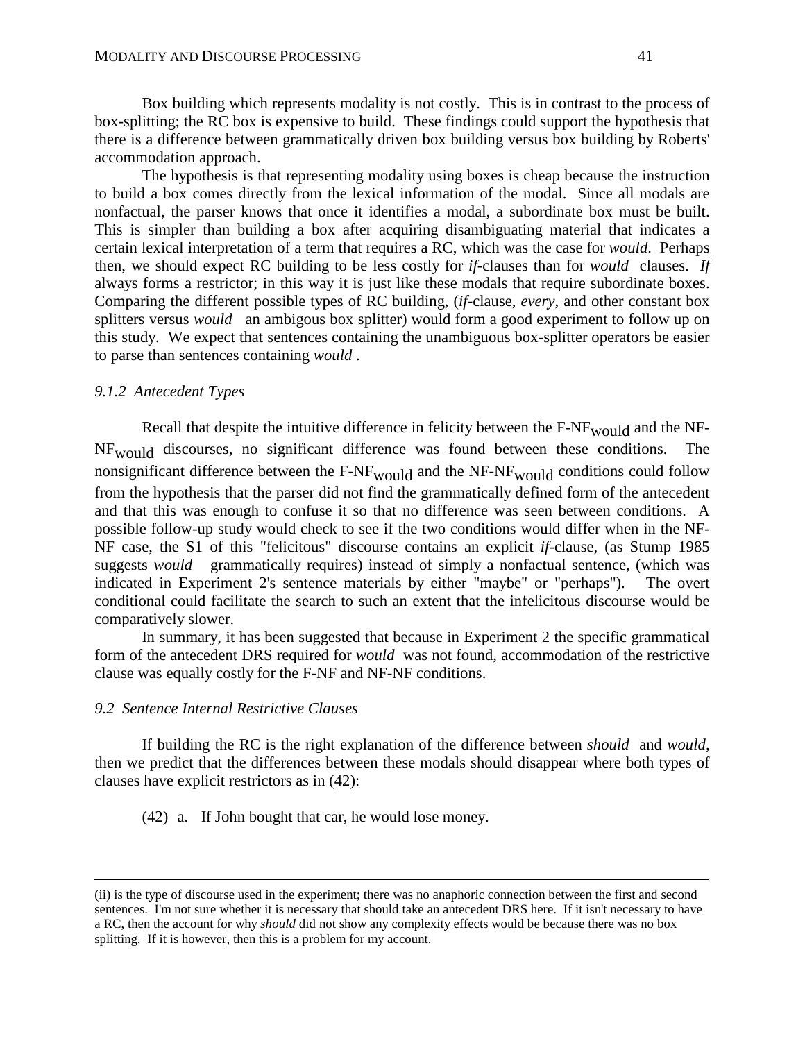Box building which represents modality is not costly. This is in contrast to the process of box-splitting; the RC box is expensive to build. These findings could support the hypothesis that there is a difference between grammatically driven box building versus box building by Roberts' accommodation approach.

The hypothesis is that representing modality using boxes is cheap because the instruction to build a box comes directly from the lexical information of the modal. Since all modals are nonfactual, the parser knows that once it identifies a modal, a subordinate box must be built. This is simpler than building a box after acquiring disambiguating material that indicates a certain lexical interpretation of a term that requires a RC, which was the case for *would*. Perhaps then, we should expect RC building to be less costly for *if*-clauses than for *would* clauses. *If* always forms a restrictor; in this way it is just like these modals that require subordinate boxes. Comparing the different possible types of RC building, (*if*-clause, *every*, and other constant box splitters versus *would* an ambigous box splitter) would form a good experiment to follow up on this study. We expect that sentences containing the unambiguous box-splitter operators be easier to parse than sentences containing *would* .

*9.1.2 Antecedent Types*

Recall that despite the intuitive difference in felicity between the F-$NF_{would}$ and the NF-$NF_{would}$ discourses, no significant difference was found between these conditions. The nonsignificant difference between the F-$NF_{would}$ and the NF-$NF_{would}$ conditions could follow from the hypothesis that the parser did not find the grammatically defined form of the antecedent and that this was enough to confuse it so that no difference was seen between conditions. A possible follow-up study would check to see if the two conditions would differ when in the NF-NF case, the S1 of this "felicitous" discourse contains an explicit *if*-clause, (as Stump 1985 suggests *would* grammatically requires) instead of simply a nonfactual sentence, (which was indicated in Experiment 2's sentence materials by either "maybe" or "perhaps"). The overt conditional could facilitate the search to such an extent that the infelicitous discourse would be comparatively slower.

In summary, it has been suggested that because in Experiment 2 the specific grammatical form of the antecedent DRS required for *would* was not found, accommodation of the restrictive clause was equally costly for the F-NF and NF-NF conditions.

*9.2 Sentence Internal Restrictive Clauses*

If building the RC is the right explanation of the difference between *should* and *would*, then we predict that the differences between these modals should disappear where both types of clauses have explicit restrictors as in (42):

(42) a. If John bought that car, he would lose money.

---

(ii) is the type of discourse used in the experiment; there was no anaphoric connection between the first and second sentences. I'm not sure whether it is necessary that should take an antecedent DRS here. If it isn't necessary to have a RC, then the account for why *should* did not show any complexity effects would be because there was no box splitting. If it is however, then this is a problem for my account.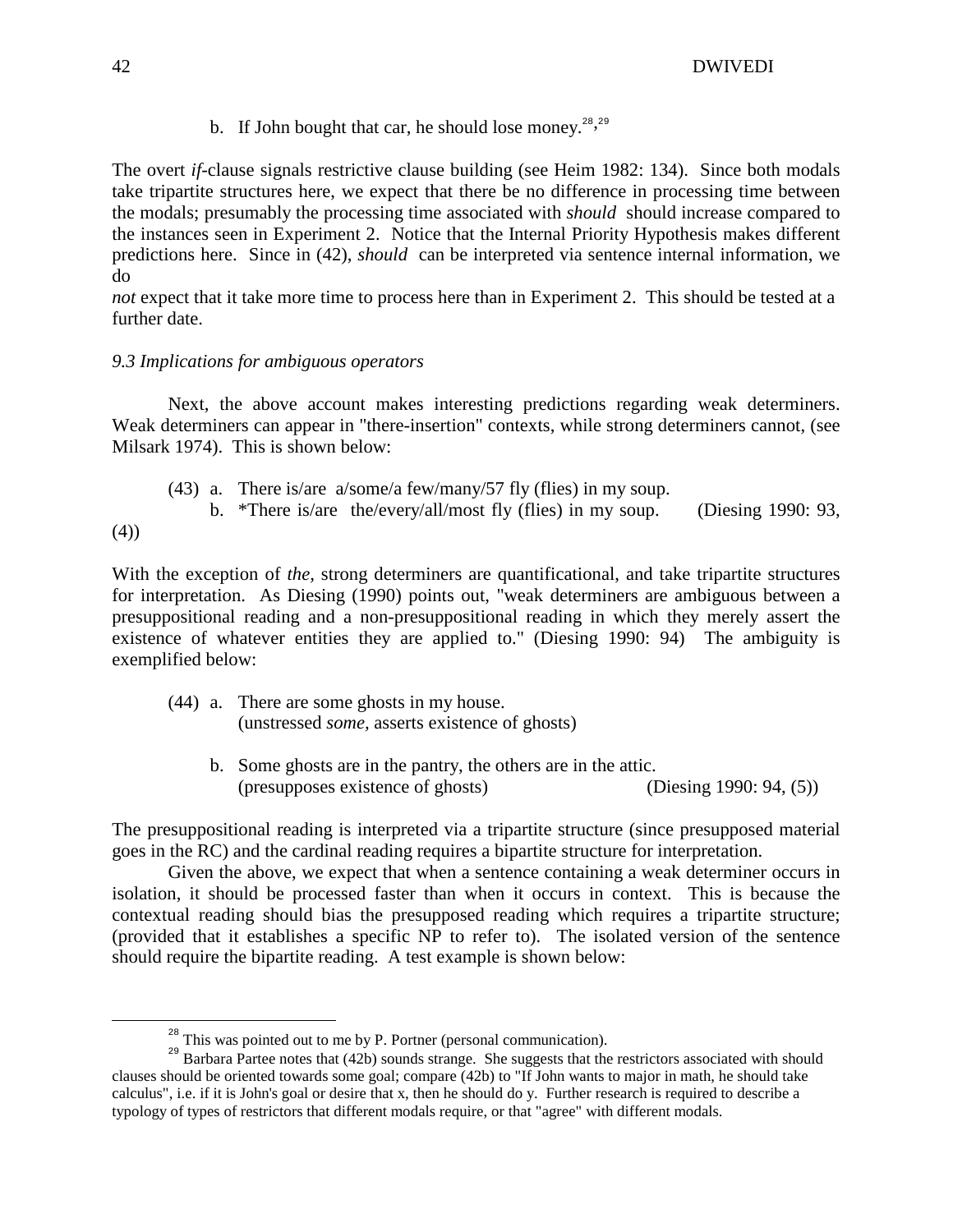b. If John bought that car, he should lose money.[28],[29]

The overt *if*-clause signals restrictive clause building (see Heim 1982: 134). Since both modals take tripartite structures here, we expect that there be no difference in processing time between the modals; presumably the processing time associated with *should* should increase compared to the instances seen in Experiment 2. Notice that the Internal Priority Hypothesis makes different predictions here. Since in (42), *should* can be interpreted via sentence internal information, we do *not* expect that it take more time to process here than in Experiment 2. This should be tested at a further date.

*9.3 Implications for ambiguous operators*

Next, the above account makes interesting predictions regarding weak determiners. Weak determiners can appear in "there-insertion" contexts, while strong determiners cannot, (see Milsark 1974). This is shown below:

(43) a. There is/are a/some/a few/many/57 fly (flies) in my soup.

b. *There is/are the/every/all/most fly (flies) in my soup. (Diesing 1990: 93, (4))

With the exception of *the,* strong determiners are quantificational, and take tripartite structures for interpretation. As Diesing (1990) points out, "weak determiners are ambiguous between a presuppositional reading and a non-presuppositional reading in which they merely assert the existence of whatever entities they are applied to." (Diesing 1990: 94) The ambiguity is exemplified below:

(44) a. There are some ghosts in my house.
(unstressed *some,* asserts existence of ghosts)

b. Some ghosts are in the pantry, the others are in the attic.
(presupposes existence of ghosts) (Diesing 1990: 94, (5))

The presuppositional reading is interpreted via a tripartite structure (since presupposed material goes in the RC) and the cardinal reading requires a bipartite structure for interpretation.

Given the above, we expect that when a sentence containing a weak determiner occurs in isolation, it should be processed faster than when it occurs in context. This is because the contextual reading should bias the presupposed reading which requires a tripartite structure; (provided that it establishes a specific NP to refer to). The isolated version of the sentence should require the bipartite reading. A test example is shown below:

---

[28] This was pointed out to me by P. Portner (personal communication).

[29] Barbara Partee notes that (42b) sounds strange. She suggests that the restrictors associated with should clauses should be oriented towards some goal; compare (42b) to "If John wants to major in math, he should take calculus", i.e. if it is John's goal or desire that x, then he should do y. Further research is required to describe a typology of types of restrictors that different modals require, or that "agree" with different modals.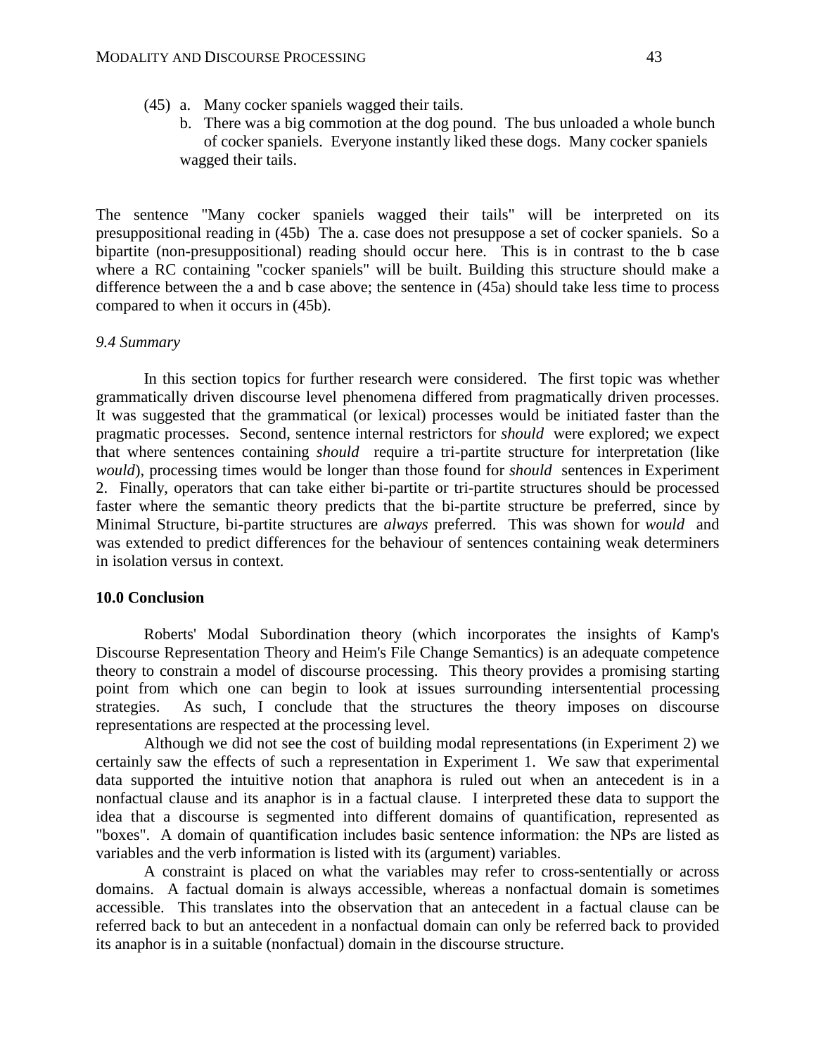(45) a. Many cocker spaniels wagged their tails.

b. There was a big commotion at the dog pound. The bus unloaded a whole bunch of cocker spaniels. Everyone instantly liked these dogs. Many cocker spaniels wagged their tails.

The sentence "Many cocker spaniels wagged their tails" will be interpreted on its presuppositional reading in (45b) The a. case does not presuppose a set of cocker spaniels. So a bipartite (non-presuppositional) reading should occur here. This is in contrast to the b case where a RC containing "cocker spaniels" will be built. Building this structure should make a difference between the a and b case above; the sentence in (45a) should take less time to process compared to when it occurs in (45b).

*9.4 Summary*

In this section topics for further research were considered. The first topic was whether grammatically driven discourse level phenomena differed from pragmatically driven processes. It was suggested that the grammatical (or lexical) processes would be initiated faster than the pragmatic processes. Second, sentence internal restrictors for *should* were explored; we expect that where sentences containing *should* require a tri-partite structure for interpretation (like *would*), processing times would be longer than those found for *should* sentences in Experiment 2. Finally, operators that can take either bi-partite or tri-partite structures should be processed faster where the semantic theory predicts that the bi-partite structure be preferred, since by Minimal Structure, bi-partite structures are *always* preferred. This was shown for *would* and was extended to predict differences for the behaviour of sentences containing weak determiners in isolation versus in context.

## 10.0 Conclusion

Roberts' Modal Subordination theory (which incorporates the insights of Kamp's Discourse Representation Theory and Heim's File Change Semantics) is an adequate competence theory to constrain a model of discourse processing. This theory provides a promising starting point from which one can begin to look at issues surrounding intersentential processing strategies. As such, I conclude that the structures the theory imposes on discourse representations are respected at the processing level.

Although we did not see the cost of building modal representations (in Experiment 2) we certainly saw the effects of such a representation in Experiment 1. We saw that experimental data supported the intuitive notion that anaphora is ruled out when an antecedent is in a nonfactual clause and its anaphor is in a factual clause. I interpreted these data to support the idea that a discourse is segmented into different domains of quantification, represented as "boxes". A domain of quantification includes basic sentence information: the NPs are listed as variables and the verb information is listed with its (argument) variables.

A constraint is placed on what the variables may refer to cross-sententially or across domains. A factual domain is always accessible, whereas a nonfactual domain is sometimes accessible. This translates into the observation that an antecedent in a factual clause can be referred back to but an antecedent in a nonfactual domain can only be referred back to provided its anaphor is in a suitable (nonfactual) domain in the discourse structure.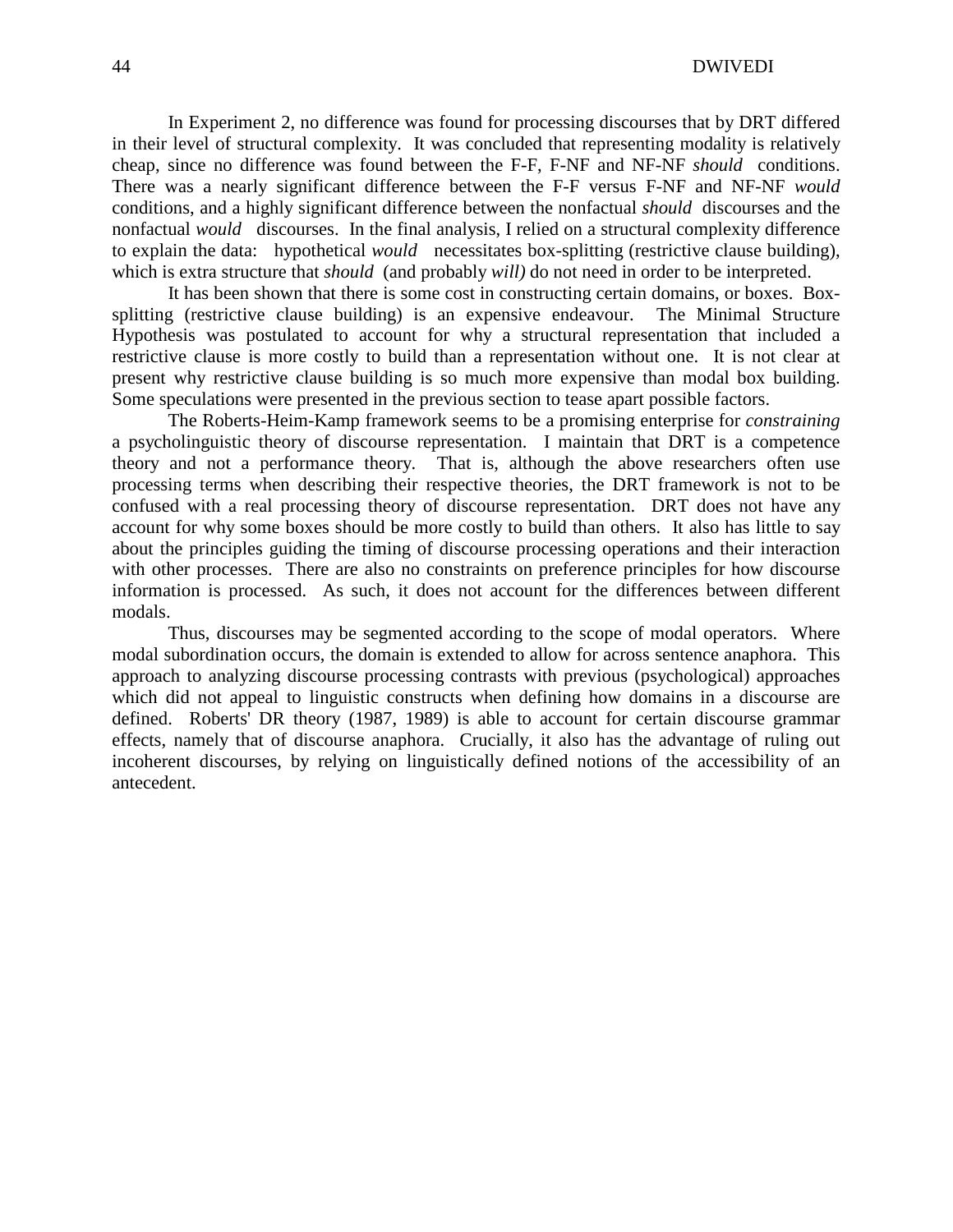In Experiment 2, no difference was found for processing discourses that by DRT differed in their level of structural complexity. It was concluded that representing modality is relatively cheap, since no difference was found between the F-F, F-NF and NF-NF *should* conditions. There was a nearly significant difference between the F-F versus F-NF and NF-NF *would* conditions, and a highly significant difference between the nonfactual *should* discourses and the nonfactual *would* discourses. In the final analysis, I relied on a structural complexity difference to explain the data: hypothetical *would* necessitates box-splitting (restrictive clause building), which is extra structure that *should* (and probably *will)* do not need in order to be interpreted.

It has been shown that there is some cost in constructing certain domains, or boxes. Box-splitting (restrictive clause building) is an expensive endeavour. The Minimal Structure Hypothesis was postulated to account for why a structural representation that included a restrictive clause is more costly to build than a representation without one. It is not clear at present why restrictive clause building is so much more expensive than modal box building. Some speculations were presented in the previous section to tease apart possible factors.

The Roberts-Heim-Kamp framework seems to be a promising enterprise for *constraining* a psycholinguistic theory of discourse representation. I maintain that DRT is a competence theory and not a performance theory. That is, although the above researchers often use processing terms when describing their respective theories, the DRT framework is not to be confused with a real processing theory of discourse representation. DRT does not have any account for why some boxes should be more costly to build than others. It also has little to say about the principles guiding the timing of discourse processing operations and their interaction with other processes. There are also no constraints on preference principles for how discourse information is processed. As such, it does not account for the differences between different modals.

Thus, discourses may be segmented according to the scope of modal operators. Where modal subordination occurs, the domain is extended to allow for across sentence anaphora. This approach to analyzing discourse processing contrasts with previous (psychological) approaches which did not appeal to linguistic constructs when defining how domains in a discourse are defined. Roberts' DR theory (1987, 1989) is able to account for certain discourse grammar effects, namely that of discourse anaphora. Crucially, it also has the advantage of ruling out incoherent discourses, by relying on linguistically defined notions of the accessibility of an antecedent.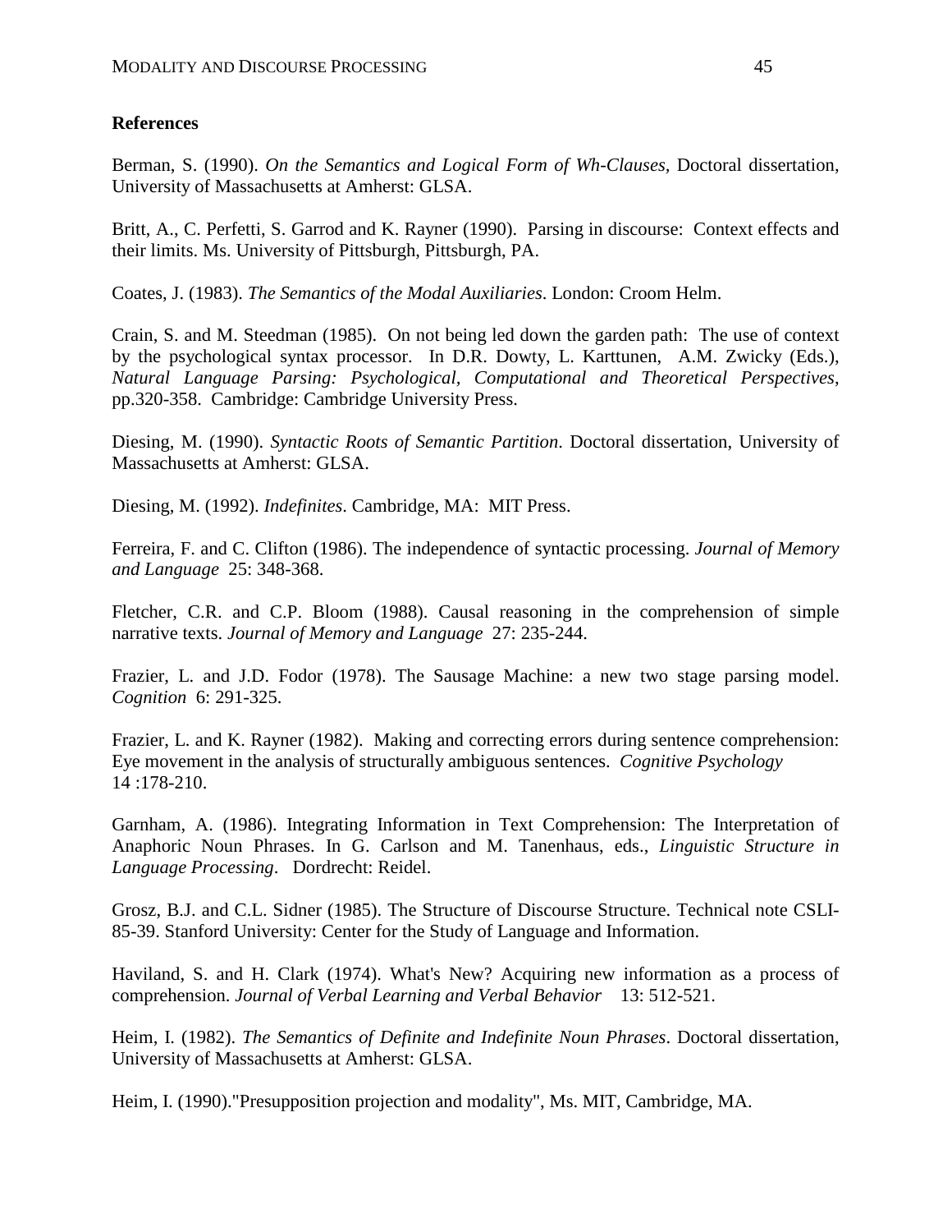**References**

Berman, S. (1990). *On the Semantics and Logical Form of Wh-Clauses*, Doctoral dissertation, University of Massachusetts at Amherst: GLSA.

Britt, A., C. Perfetti, S. Garrod and K. Rayner (1990). Parsing in discourse: Context effects and their limits. Ms. University of Pittsburgh, Pittsburgh, PA.

Coates, J. (1983). *The Semantics of the Modal Auxiliaries*. London: Croom Helm.

Crain, S. and M. Steedman (1985). On not being led down the garden path: The use of context by the psychological syntax processor. In D.R. Dowty, L. Karttunen, A.M. Zwicky (Eds.), *Natural Language Parsing: Psychological, Computational and Theoretical Perspectives*, pp.320-358. Cambridge: Cambridge University Press.

Diesing, M. (1990). *Syntactic Roots of Semantic Partition*. Doctoral dissertation, University of Massachusetts at Amherst: GLSA.

Diesing, M. (1992). *Indefinites*. Cambridge, MA: MIT Press.

Ferreira, F. and C. Clifton (1986). The independence of syntactic processing. *Journal of Memory and Language* 25: 348-368.

Fletcher, C.R. and C.P. Bloom (1988). Causal reasoning in the comprehension of simple narrative texts. *Journal of Memory and Language* 27: 235-244.

Frazier, L. and J.D. Fodor (1978). The Sausage Machine: a new two stage parsing model. *Cognition* 6: 291-325.

Frazier, L. and K. Rayner (1982). Making and correcting errors during sentence comprehension: Eye movement in the analysis of structurally ambiguous sentences. *Cognitive Psychology* 14 :178-210.

Garnham, A. (1986). Integrating Information in Text Comprehension: The Interpretation of Anaphoric Noun Phrases. In G. Carlson and M. Tanenhaus, eds., *Linguistic Structure in Language Processing*. Dordrecht: Reidel.

Grosz, B.J. and C.L. Sidner (1985). The Structure of Discourse Structure. Technical note CSLI-85-39. Stanford University: Center for the Study of Language and Information.

Haviland, S. and H. Clark (1974). What's New? Acquiring new information as a process of comprehension. *Journal of Verbal Learning and Verbal Behavior* 13: 512-521.

Heim, I. (1982). *The Semantics of Definite and Indefinite Noun Phrases*. Doctoral dissertation, University of Massachusetts at Amherst: GLSA.

Heim, I. (1990)."Presupposition projection and modality", Ms. MIT, Cambridge, MA.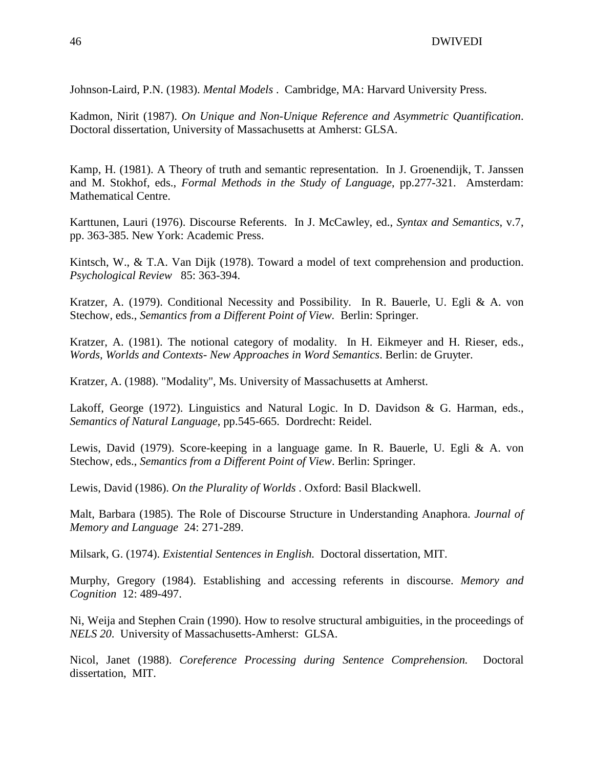Johnson-Laird, P.N. (1983). *Mental Models* . Cambridge, MA: Harvard University Press.

Kadmon, Nirit (1987). *On Unique and Non-Unique Reference and Asymmetric Quantification*. Doctoral dissertation, University of Massachusetts at Amherst: GLSA.

Kamp, H. (1981). A Theory of truth and semantic representation. In J. Groenendijk, T. Janssen and M. Stokhof, eds., *Formal Methods in the Study of Language*, pp.277-321. Amsterdam: Mathematical Centre.

Karttunen, Lauri (1976). Discourse Referents. In J. McCawley, ed., *Syntax and Semantics*, v.7, pp. 363-385. New York: Academic Press.

Kintsch, W., & T.A. Van Dijk (1978). Toward a model of text comprehension and production. *Psychological Review* 85: 363-394.

Kratzer, A. (1979). Conditional Necessity and Possibility. In R. Bauerle, U. Egli & A. von Stechow, eds., *Semantics from a Different Point of View.* Berlin: Springer.

Kratzer, A. (1981). The notional category of modality. In H. Eikmeyer and H. Rieser, eds., *Words, Worlds and Contexts- New Approaches in Word Semantics*. Berlin: de Gruyter.

Kratzer, A. (1988). "Modality", Ms. University of Massachusetts at Amherst.

Lakoff, George (1972). Linguistics and Natural Logic. In D. Davidson & G. Harman, eds., *Semantics of Natural Language*, pp.545-665. Dordrecht: Reidel.

Lewis, David (1979). Score-keeping in a language game. In R. Bauerle, U. Egli & A. von Stechow, eds., *Semantics from a Different Point of View*. Berlin: Springer.

Lewis, David (1986). *On the Plurality of Worlds* . Oxford: Basil Blackwell.

Malt, Barbara (1985). The Role of Discourse Structure in Understanding Anaphora. *Journal of Memory and Language* 24: 271-289.

Milsark, G. (1974). *Existential Sentences in English.* Doctoral dissertation, MIT.

Murphy, Gregory (1984). Establishing and accessing referents in discourse. *Memory and Cognition* 12: 489-497.

Ni, Weija and Stephen Crain (1990). How to resolve structural ambiguities, in the proceedings of *NELS 20*. University of Massachusetts-Amherst: GLSA.

Nicol, Janet (1988). *Coreference Processing during Sentence Comprehension.* Doctoral dissertation, MIT.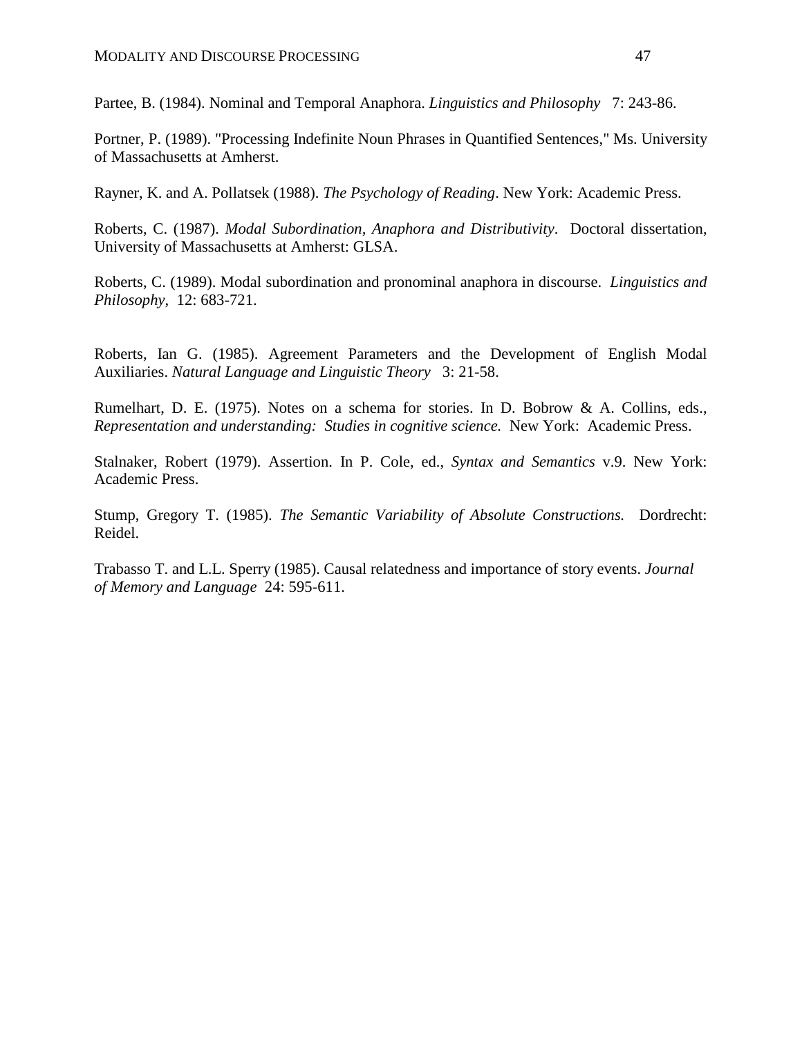Partee, B. (1984). Nominal and Temporal Anaphora. *Linguistics and Philosophy* 7: 243-86.

Portner, P. (1989). "Processing Indefinite Noun Phrases in Quantified Sentences," Ms. University of Massachusetts at Amherst.

Rayner, K. and A. Pollatsek (1988). *The Psychology of Reading*. New York: Academic Press.

Roberts, C. (1987). *Modal Subordination, Anaphora and Distributivity*. Doctoral dissertation, University of Massachusetts at Amherst: GLSA.

Roberts, C. (1989). Modal subordination and pronominal anaphora in discourse. *Linguistics and Philosophy*, 12: 683-721.

Roberts, Ian G. (1985). Agreement Parameters and the Development of English Modal Auxiliaries. *Natural Language and Linguistic Theory* 3: 21-58.

Rumelhart, D. E. (1975). Notes on a schema for stories. In D. Bobrow & A. Collins, eds., *Representation and understanding: Studies in cognitive science.* New York: Academic Press.

Stalnaker, Robert (1979). Assertion. In P. Cole, ed., *Syntax and Semantics* v.9. New York: Academic Press.

Stump, Gregory T. (1985). *The Semantic Variability of Absolute Constructions.* Dordrecht: Reidel.

Trabasso T. and L.L. Sperry (1985). Causal relatedness and importance of story events. *Journal of Memory and Language* 24: 595-611.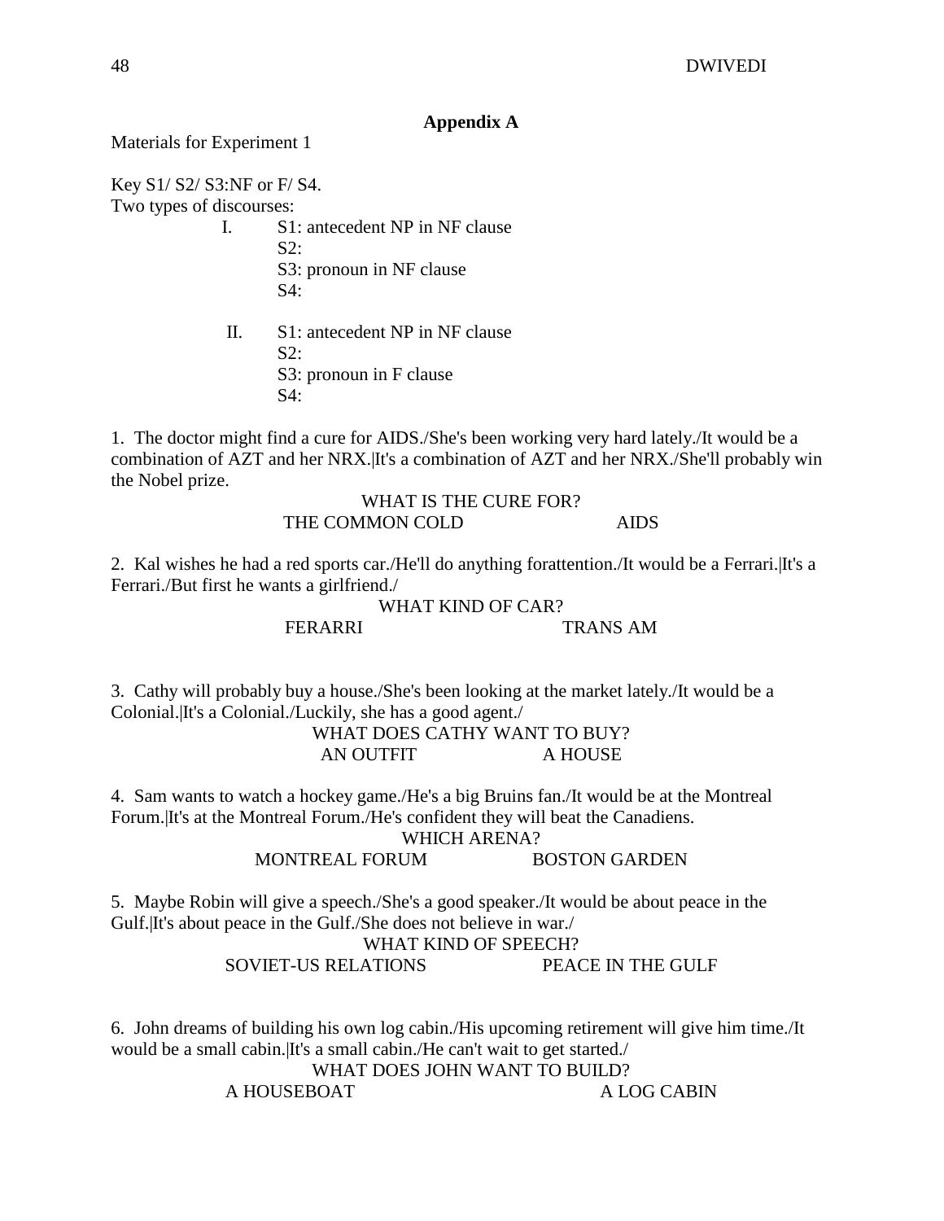## Appendix A

Materials for Experiment 1

Key S1/ S2/ S3:NF or F/ S4.

Two types of discourses:

I. S1: antecedent NP in NF clause
   S2:
   S3: pronoun in NF clause
   S4:

II. S1: antecedent NP in NF clause
   S2:
   S3: pronoun in F clause
   S4:

1. The doctor might find a cure for AIDS./She's been working very hard lately./It would be a combination of AZT and her NRX.|It's a combination of AZT and her NRX./She'll probably win the Nobel prize.

WHAT IS THE CURE FOR?
THE COMMON COLD AIDS

2. Kal wishes he had a red sports car./He'll do anything forattention./It would be a Ferrari.|It's a Ferrari./But first he wants a girlfriend./

WHAT KIND OF CAR?
FERARRI TRANS AM

3. Cathy will probably buy a house./She's been looking at the market lately./It would be a Colonial.|It's a Colonial./Luckily, she has a good agent./

WHAT DOES CATHY WANT TO BUY?
AN OUTFIT A HOUSE

4. Sam wants to watch a hockey game./He's a big Bruins fan./It would be at the Montreal Forum.|It's at the Montreal Forum./He's confident they will beat the Canadiens.

WHICH ARENA?
MONTREAL FORUM BOSTON GARDEN

5. Maybe Robin will give a speech./She's a good speaker./It would be about peace in the Gulf.|It's about peace in the Gulf./She does not believe in war./

WHAT KIND OF SPEECH?
SOVIET-US RELATIONS PEACE IN THE GULF

6. John dreams of building his own log cabin./His upcoming retirement will give him time./It would be a small cabin.|It's a small cabin./He can't wait to get started./

WHAT DOES JOHN WANT TO BUILD?
A HOUSEBOAT A LOG CABIN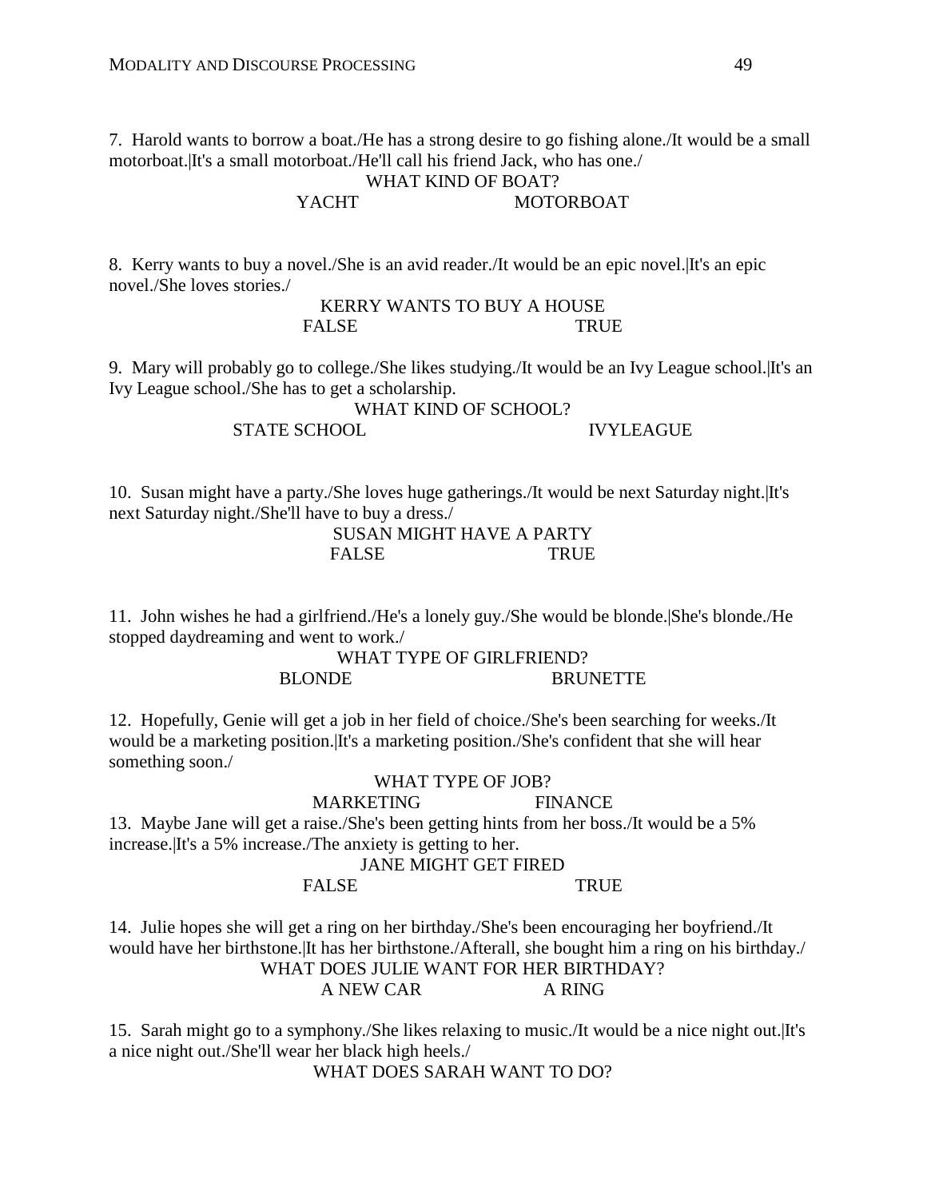7. Harold wants to borrow a boat./He has a strong desire to go fishing alone./It would be a small motorboat.|It's a small motorboat./He'll call his friend Jack, who has one./

WHAT KIND OF BOAT?

YACHT MOTORBOAT

8. Kerry wants to buy a novel./She is an avid reader./It would be an epic novel.|It's an epic novel./She loves stories./

KERRY WANTS TO BUY A HOUSE

FALSE TRUE

9. Mary will probably go to college./She likes studying./It would be an Ivy League school.|It's an Ivy League school./She has to get a scholarship.

WHAT KIND OF SCHOOL?

STATE SCHOOL IVYLEAGUE

10. Susan might have a party./She loves huge gatherings./It would be next Saturday night.|It's next Saturday night./She'll have to buy a dress./

SUSAN MIGHT HAVE A PARTY

FALSE TRUE

11. John wishes he had a girlfriend./He's a lonely guy./She would be blonde.|She's blonde./He stopped daydreaming and went to work./

WHAT TYPE OF GIRLFRIEND?

BLONDE BRUNETTE

12. Hopefully, Genie will get a job in her field of choice./She's been searching for weeks./It would be a marketing position.|It's a marketing position./She's confident that she will hear something soon./

WHAT TYPE OF JOB?

MARKETING FINANCE

13. Maybe Jane will get a raise./She's been getting hints from her boss./It would be a 5% increase.|It's a 5% increase./The anxiety is getting to her.

JANE MIGHT GET FIRED

FALSE TRUE

14. Julie hopes she will get a ring on her birthday./She's been encouraging her boyfriend./It would have her birthstone.|It has her birthstone./Afterall, she bought him a ring on his birthday./

WHAT DOES JULIE WANT FOR HER BIRTHDAY?

A NEW CAR A RING

15. Sarah might go to a symphony./She likes relaxing to music./It would be a nice night out.|It's a nice night out./She'll wear her black high heels./

WHAT DOES SARAH WANT TO DO?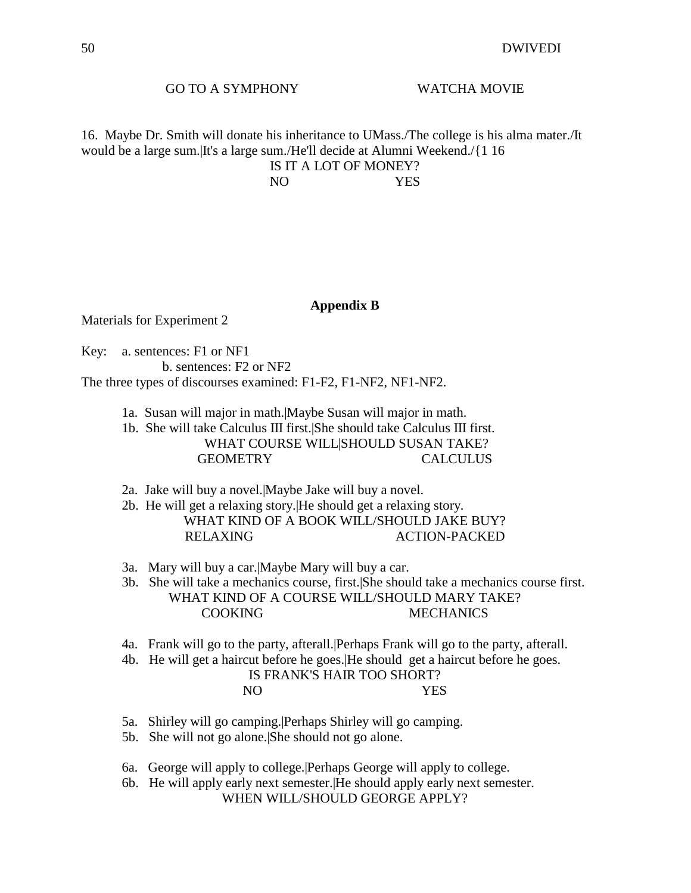GO TO A SYMPHONY WATCHA MOVIE

16. Maybe Dr. Smith will donate his inheritance to UMass./The college is his alma mater./It would be a large sum.|It's a large sum./He'll decide at Alumni Weekend./{1 16

IS IT A LOT OF MONEY?

NO YES

## Appendix B

Materials for Experiment 2

Key: a. sentences: F1 or NF1

b. sentences: F2 or NF2

The three types of discourses examined: F1-F2, F1-NF2, NF1-NF2.

1a. Susan will major in math.|Maybe Susan will major in math.

1b. She will take Calculus III first.|She should take Calculus III first.

WHAT COURSE WILL|SHOULD SUSAN TAKE?

GEOMETRY CALCULUS

2a. Jake will buy a novel.|Maybe Jake will buy a novel.

2b. He will get a relaxing story.|He should get a relaxing story.

WHAT KIND OF A BOOK WILL/SHOULD JAKE BUY?

RELAXING ACTION-PACKED

3a. Mary will buy a car.|Maybe Mary will buy a car.

3b. She will take a mechanics course, first.|She should take a mechanics course first.

WHAT KIND OF A COURSE WILL/SHOULD MARY TAKE?

COOKING MECHANICS

4a. Frank will go to the party, afterall.|Perhaps Frank will go to the party, afterall.

4b. He will get a haircut before he goes.|He should get a haircut before he goes.

IS FRANK'S HAIR TOO SHORT?

NO YES

5a. Shirley will go camping.|Perhaps Shirley will go camping.

5b. She will not go alone.|She should not go alone.

6a. George will apply to college.|Perhaps George will apply to college.

6b. He will apply early next semester.|He should apply early next semester.

WHEN WILL/SHOULD GEORGE APPLY?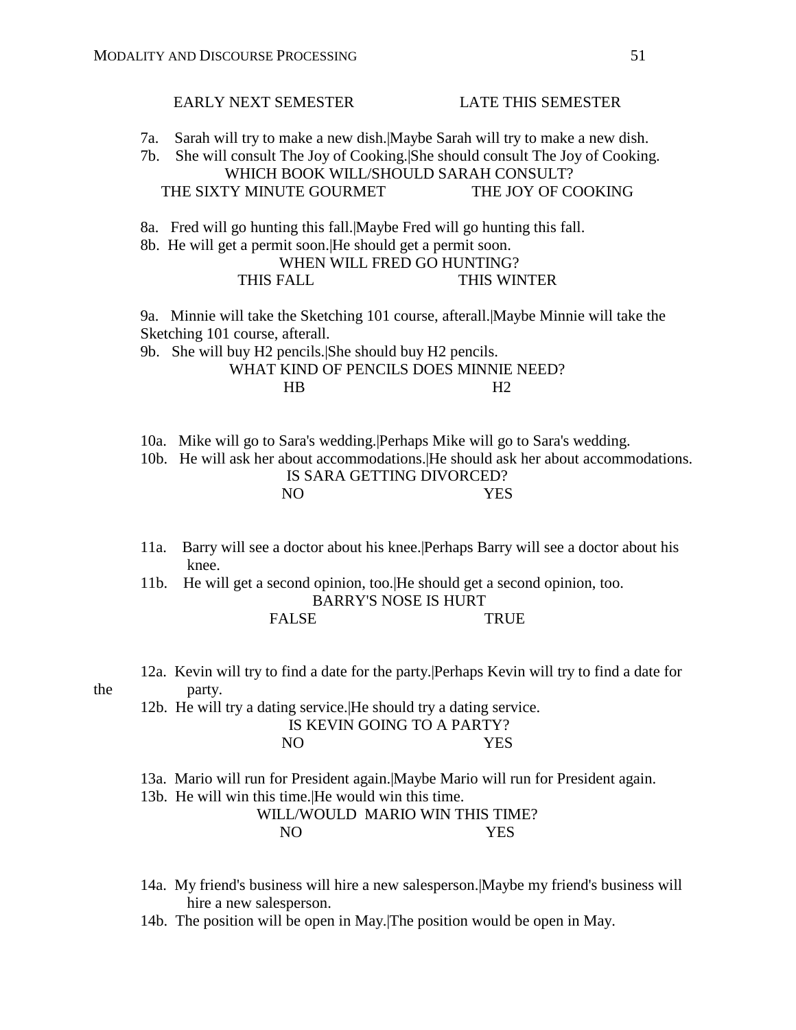EARLY NEXT SEMESTER LATE THIS SEMESTER

7a. Sarah will try to make a new dish.|Maybe Sarah will try to make a new dish.
7b. She will consult The Joy of Cooking.|She should consult The Joy of Cooking.
WHICH BOOK WILL/SHOULD SARAH CONSULT?
THE SIXTY MINUTE GOURMET THE JOY OF COOKING

8a. Fred will go hunting this fall.|Maybe Fred will go hunting this fall.
8b. He will get a permit soon.|He should get a permit soon.
WHEN WILL FRED GO HUNTING?
THIS FALL THIS WINTER

9a. Minnie will take the Sketching 101 course, afterall.|Maybe Minnie will take the Sketching 101 course, afterall.
9b. She will buy H2 pencils.|She should buy H2 pencils.
WHAT KIND OF PENCILS DOES MINNIE NEED?
HB H2

10a. Mike will go to Sara's wedding.|Perhaps Mike will go to Sara's wedding.
10b. He will ask her about accommodations.|He should ask her about accommodations.
IS SARA GETTING DIVORCED?
NO YES

11a. Barry will see a doctor about his knee.|Perhaps Barry will see a doctor about his knee.
11b. He will get a second opinion, too.|He should get a second opinion, too.
BARRY'S NOSE IS HURT
FALSE TRUE

12a. Kevin will try to find a date for the party.|Perhaps Kevin will try to find a date for the party.
12b. He will try a dating service.|He should try a dating service.
IS KEVIN GOING TO A PARTY?
NO YES

13a. Mario will run for President again.|Maybe Mario will run for President again.
13b. He will win this time.|He would win this time.
WILL/WOULD MARIO WIN THIS TIME?
NO YES

14a. My friend's business will hire a new salesperson.|Maybe my friend's business will hire a new salesperson.
14b. The position will be open in May.|The position would be open in May.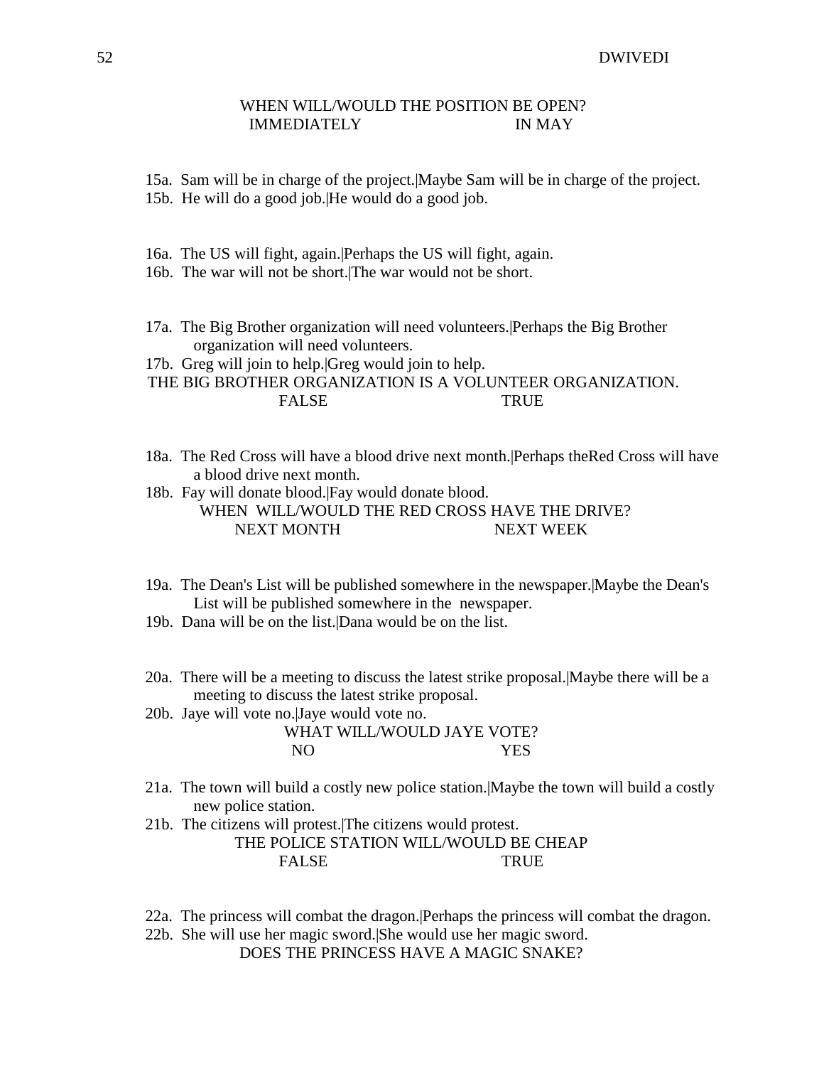WHEN WILL/WOULD THE POSITION BE OPEN?
IMMEDIATELY IN MAY

15a. Sam will be in charge of the project.|Maybe Sam will be in charge of the project.
15b. He will do a good job.|He would do a good job.

16a. The US will fight, again.|Perhaps the US will fight, again.
16b. The war will not be short.|The war would not be short.

17a. The Big Brother organization will need volunteers.|Perhaps the Big Brother organization will need volunteers.
17b. Greg will join to help.|Greg would join to help.
THE BIG BROTHER ORGANIZATION IS A VOLUNTEER ORGANIZATION.
FALSE TRUE

18a. The Red Cross will have a blood drive next month.|Perhaps theRed Cross will have a blood drive next month.
18b. Fay will donate blood.|Fay would donate blood.
WHEN WILL/WOULD THE RED CROSS HAVE THE DRIVE?
NEXT MONTH NEXT WEEK

19a. The Dean's List will be published somewhere in the newspaper.|Maybe the Dean's List will be published somewhere in the newspaper.
19b. Dana will be on the list.|Dana would be on the list.

20a. There will be a meeting to discuss the latest strike proposal.|Maybe there will be a meeting to discuss the latest strike proposal.
20b. Jaye will vote no.|Jaye would vote no.
WHAT WILL/WOULD JAYE VOTE?
NO YES

21a. The town will build a costly new police station.|Maybe the town will build a costly new police station.
21b. The citizens will protest.|The citizens would protest.
THE POLICE STATION WILL/WOULD BE CHEAP
FALSE TRUE

22a. The princess will combat the dragon.|Perhaps the princess will combat the dragon.
22b. She will use her magic sword.|She would use her magic sword.
DOES THE PRINCESS HAVE A MAGIC SNAKE?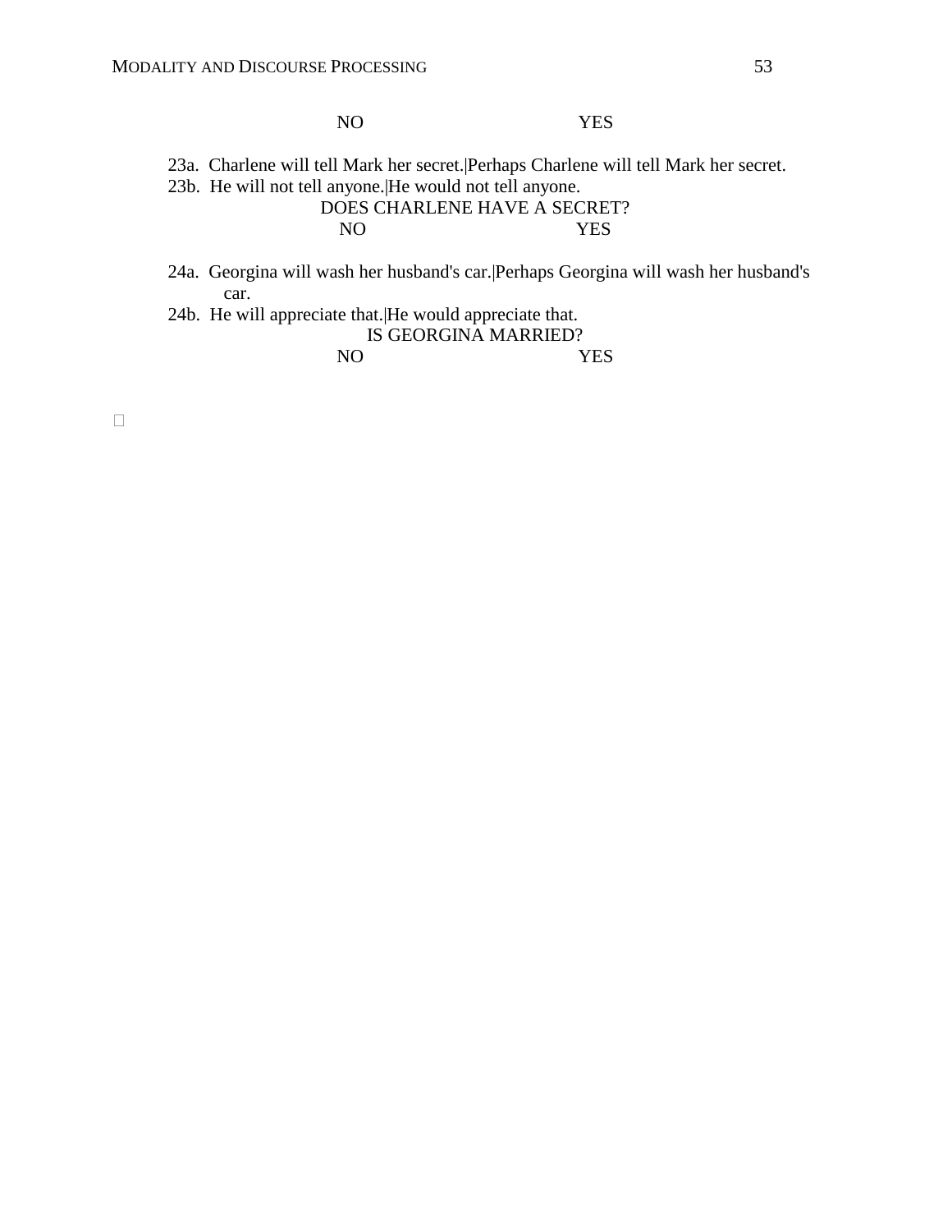NO YES

23a. Charlene will tell Mark her secret.|Perhaps Charlene will tell Mark her secret.
23b. He will not tell anyone.|He would not tell anyone.

DOES CHARLENE HAVE A SECRET?

NO YES

24a. Georgina will wash her husband's car.|Perhaps Georgina will wash her husband's car.
24b. He will appreciate that.|He would appreciate that.

IS GEORGINA MARRIED?

NO YES